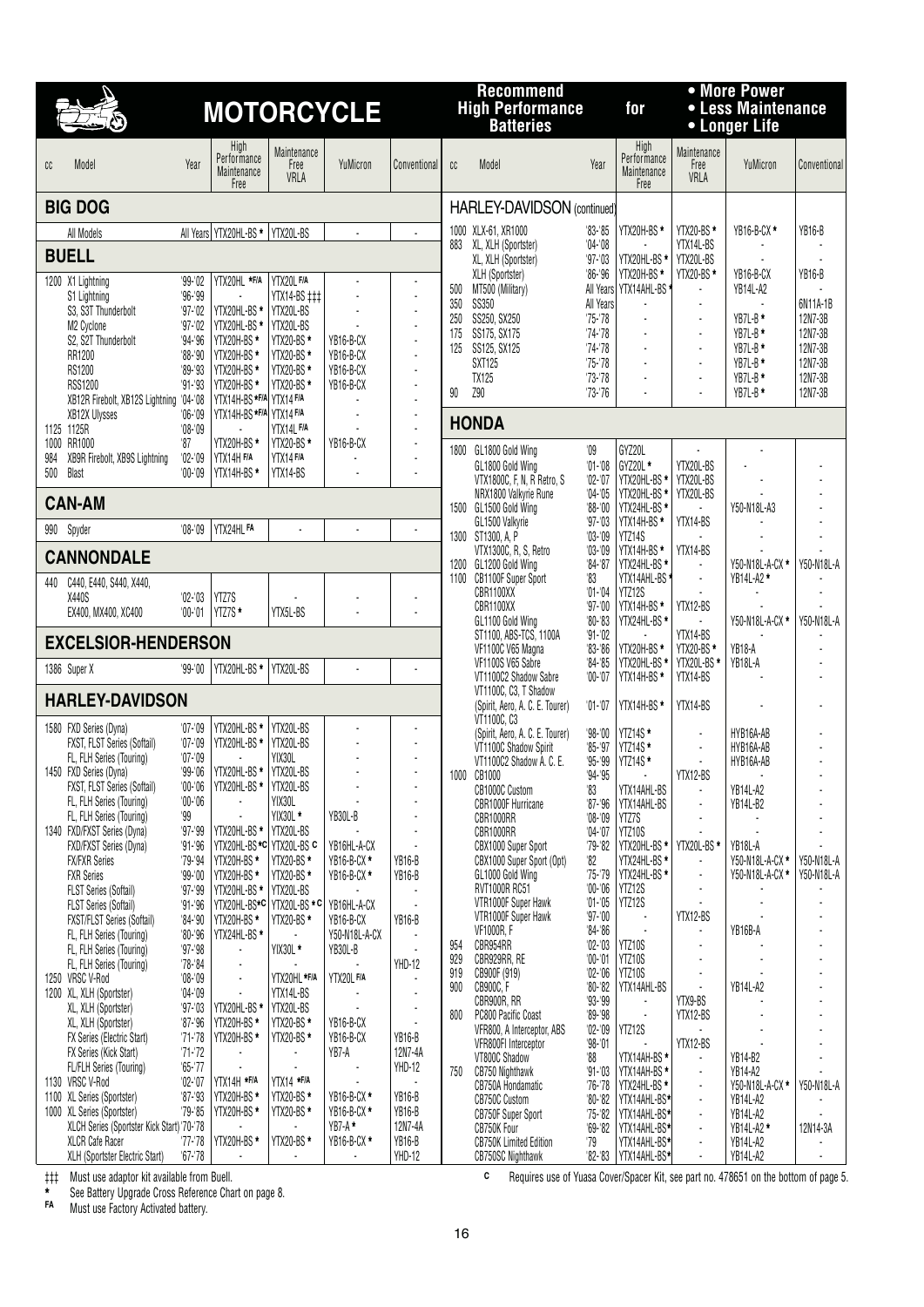# MOTORCYCLE

**Recommend High Performance Batteries for**

- **More Power**
- **Less Maintenance**
- **Longer Life**

| cc | Model | Year | High Performance Maintenance Free | Maintenance Free VRLA | YuMicron | Conventional |
|---|---|---|---|---|---|---|
| **BIG DOG** | | | | | | |
| | All Models | All Years | YTX20HL-BS * | YTX20L-BS | - | - |
| **BUELL** | | | | | | |
| 1200 | X1 Lightning | '99-'02 | YTX20HL *F/A | YTX20L F/A | - | - |
| | S1 Lightning | '96-'99 | - | YTX14-BS ‡‡‡ | - | - |
| | S3, S3T Thunderbolt | '97-'02 | YTX20HL-BS * | YTX20L-BS | - | - |
| | M2 Cyclone | '97-'02 | YTX20HL-BS * | YTX20L-BS | - | - |
| | S2, S2T Thunderbolt | '94-'96 | YTX20H-BS * | YTX20-BS * | YB16-B-CX | - |
| | RR1200 | '88-'90 | YTX20H-BS * | YTX20-BS * | YB16-B-CX | - |
| | RS1200 | '89-'93 | YTX20H-BS * | YTX20-BS * | YB16-B-CX | - |
| | RSS1200 | '91-'93 | YTX20H-BS * | YTX20-BS * | YB16-B-CX | - |
| | XB12R Firebolt, XB12S Lightning | '04-'08 | YTX14H-BS *F/A | YTX14 F/A | - | - |
| | XB12X Ulysses | '06-'09 | YTX14H-BS *F/A | YTX14 F/A | - | - |
| 1125 | 1125R | '08-'09 | - | YTX14L F/A | - | - |
| 1000 | RR1000 | '87 | YTX20H-BS * | YTX20-BS * | YB16-B-CX | - |
| 984 | XB9R Firebolt, XB9S Lightning | '02-'09 | YTX14H F/A | YTX14 F/A | - | - |
| 500 | Blast | '00-'09 | YTX14H-BS * | YTX14-BS | - | - |
| **CAN-AM** | | | | | | |
| 990 | Spyder | '08-'09 | YTX24HL FA | - | - | - |
| **CANNONDALE** | | | | | | |
| 440 | C440, E440, S440, X440, X440S | '02-'03 | YTZ7S | - | - | - |
| | EX400, MX400, XC400 | '00-'01 | YTZ7S * | YTX5L-BS | - | - |
| **EXCELSIOR-HENDERSON** | | | | | | |
| 1386 | Super X | '99-'00 | YTX20HL-BS * | YTX20L-BS | - | - |
| **HARLEY-DAVIDSON** | | | | | | |
| 1580 | FXD Series (Dyna) | '07-'09 | YTX20HL-BS * | YTX20L-BS | - | - |
| | FXST, FLST Series (Softail) | '07-'09 | YTX20HL-BS * | YTX20L-BS | - | - |
| | FL, FLH Series (Touring) | '07-'09 | - | YIX30L | - | - |
| 1450 | FXD Series (Dyna) | '99-'06 | YTX20HL-BS * | YTX20L-BS | - | - |
| | FXST, FLST Series (Softail) | '00-'06 | YTX20HL-BS * | YTX20L-BS | - | - |
| | FL, FLH Series (Touring) | '00-'06 | - | YIX30L | - | - |
| | FL, FLH Series (Touring) | '99 | - | YIX30L * | YB30L-B | - |
| 1340 | FXD/FXST Series (Dyna) | '97-'99 | YTX20HL-BS * | YTX20L-BS | - | - |
| | FXD/FXST Series (Dyna) | '91-'96 | YTX20HL-BS *C | YTX20L-BS C | YB16HL-A-CX | - |
| | FX/FXR Series | '79-'94 | YTX20H-BS * | YTX20-BS * | YB16-B-CX * | YB16-B |
| | FXR Series | '99-'00 | YTX20H-BS * | YTX20-BS * | YB16-B-CX * | YB16-B |
| | FLST Series (Softail) | '97-'99 | YTX20HL-BS * | YTX20L-BS | - | - |
| | FLST Series (Softail) | '91-'96 | YTX20HL-BS*C | YTX20L-BS * C | YB16HL-A-CX | - |
| | FXST/FLST Series (Softail) | '84-'90 | YTX20H-BS * | YTX20-BS * | YB16-B-CX | YB16-B |
| | FL, FLH Series (Touring) | '80-'96 | YTX24HL-BS * | - | Y50-N18L-A-CX | - |
| | FL, FLH Series (Touring) | '97-'98 | - | YIX30L * | YB30L-B | - |
| | FL, FLH Series (Touring) | '78-'84 | - | - | - | YHD-12 |
| 1250 | VRSC V-Rod | '08-'09 | - | YTX20HL *F/A | YTX20L F/A | - |
| 1200 | XL, XLH (Sportster) | '04-'09 | - | YTX14L-BS | - | - |
| | XL, XLH (Sportster) | '97-'03 | YTX20HL-BS * | YTX20L-BS | - | - |
| | XL, XLH (Sportster) | '87-'96 | YTX20H-BS * | YTX20-BS * | YB16-B-CX | - |
| | FX Series (Electric Start) | '71-'78 | YTX20H-BS * | YTX20-BS * | YB16-B-CX | YB16-B |
| | FX Series (Kick Start) | '71-'72 | - | - | YB7-A | 12N7-4A |
| | FL/FLH Series (Touring) | '65-'77 | - | - | - | YHD-12 |
| 1130 | VRSC V-Rod | '02-'07 | YTX14H *F/A | YTX14 *F/A | - | - |
| 1100 | XL Series (Sportster) | '87-'93 | YTX20H-BS * | YTX20-BS * | YB16-B-CX * | YB16-B |
| 1000 | XL Series (Sportster) | '79-'85 | YTX20H-BS * | YTX20-BS * | YB16-B-CX * | YB16-B |
| | XLCH Series (Sportster Kick Start) | '70-'78 | - | - | YB7-A * | 12N7-4A |
| | XLCR Cafe Racer | '77-'78 | YTX20H-BS * | YTX20-BS * | YB16-B-CX * | YB16-B |
| | XLH (Sportster Electric Start) | '67-'78 | - | - | - | YHD-12 |

| cc | Model | Year | High Performance Maintenance Free | Maintenance Free VRLA | YuMicron | Conventional |
|---|---|---|---|---|---|---|
| **HARLEY-DAVIDSON (continued)** | | | | | | |
| 1000 | XLX-61, XR1000 | '83-'85 | YTX20H-BS * | YTX20-BS * | YB16-B-CX * | YB16-B |
| 883 | XL, XLH (Sportster) | '04-'08 | - | YTX14L-BS | - | - |
| | XL, XLH (Sportster) | '97-'03 | YTX20HL-BS * | YTX20L-BS | - | - |
| | XLH (Sportster) | '86-'96 | YTX20H-BS * | YTX20-BS * | YB16-B-CX | YB16-B |
| 500 | MT500 (Military) | All Years | YTX14AHL-BS * | - | YB14L-A2 | - |
| 350 | SS350 | All Years | - | - | - | 6N11A-1B |
| 250 | SS250, SX250 | '75-'78 | - | - | YB7L-B * | 12N7-3B |
| 175 | SS175, SX175 | '74-'78 | - | - | YB7L-B * | 12N7-3B |
| 125 | SS125, SX125 | '74-'78 | - | - | YB7L-B * | 12N7-3B |
| | SXT125 | '75-'78 | - | - | YB7L-B * | 12N7-3B |
| | TX125 | '73-'78 | - | - | YB7L-B * | 12N7-3B |
| 90 | Z90 | '73-'76 | - | - | YB7L-B * | 12N7-3B |
| **HONDA** | | | | | | |
| 1800 | GL1800 Gold Wing | '09 | GYZ20L | - | - | - |
| | GL1800 Gold Wing | '01-'08 | GYZ20L * | YTX20L-BS | - | - |
| | VTX1800C, F, N, R Retro, S | '02-'07 | YTX20HL-BS * | YTX20L-BS | - | - |
| | NRX1800 Valkyrie Rune | '04-'05 | YTX20HL-BS * | YTX20L-BS | - | - |
| 1500 | GL1500 Gold Wing | '88-'00 | YTX24HL-BS * | - | Y50-N18L-A3 | - |
| | GL1500 Valkyrie | '97-'03 | YTX14H-BS * | YTX14-BS | - | - |
| 1300 | ST1300, A, P | '03-'09 | YTZ14S | - | - | - |
| | VTX1300C, R, S, Retro | '03-'09 | YTX14H-BS * | YTX14-BS | - | - |
| 1200 | GL1200 Gold Wing | '84-'87 | YTX24HL-BS * | - | Y50-N18L-A-CX * | Y50-N18L-A |
| 1100 | CB1100F Super Sport | '83 | YTX14AHL-BS * | - | YB14L-A2 * | - |
| | CBR1100XX | '01-'04 | YTZ12S | - | - | - |
| | CBR1100XX | '97-'00 | YTX14H-BS * | YTX12-BS | - | - |
| | GL1100 Gold Wing | '80-'83 | YTX24HL-BS * | - | Y50-N18L-A-CX * | Y50-N18L-A |
| | ST1100, ABS-TCS, 1100A | '91-'02 | - | YTX14-BS | - | - |
| | VF1100C V65 Magna | '83-'86 | YTX20H-BS * | YTX20-BS * | YB18-A | - |
| | VF1100S V65 Sabre | '84-'85 | YTX20HL-BS * | YTX20L-BS * | YB18L-A | - |
| | VT1100C2 Shadow Sabre | '00-'07 | YTX14H-BS * | YTX14-BS | - | - |
| | VT1100C, C3, T Shadow (Spirit, Aero, A. C. E. Tourer) | '01-'07 | YTX14H-BS * | YTX14-BS | - | - |
| | VT1100C, C3 (Spirit, Aero, A. C. E. Tourer) | '98-'00 | YTZ14S * | - | HYB16A-AB | - |
| | VT1100C Shadow Spirit | '85-'97 | YTZ14S * | - | HYB16A-AB | - |
| | VT1100C2 Shadow A. C. E. | '95-'99 | YTZ14S * | - | HYB16A-AB | - |
| 1000 | CB1000 | '94-'95 | - | YTX12-BS | - | - |
| | CB1000C Custom | '83 | YTX14AHL-BS | - | YB14L-A2 | - |
| | CBR1000F Hurricane | '87-'96 | YTX14AHL-BS | - | YB14L-B2 | - |
| | CBR1000RR | '08-'09 | YTZ7S | - | - | - |
| | CBR1000RR | '04-'07 | YTZ10S | - | - | - |
| | CBX1000 Super Sport | '79-'82 | YTX20HL-BS * | YTX20L-BS * | YB18L-A | - |
| | CBX1000 Super Sport (Opt) | '82 | YTX24HL-BS * | - | Y50-N18L-A-CX * | Y50-N18L-A |
| | GL1000 Gold Wing | '75-'79 | YTX24HL-BS * | - | Y50-N18L-A-CX * | Y50-N18L-A |
| | RVT1000R RC51 | '00-'06 | YTZ12S | - | - | - |
| | VTR1000F Super Hawk | '01-'05 | YTZ12S | - | - | - |
| | VTR1000F Super Hawk | '97-'00 | - | YTX12-BS | - | - |
| | VF1000R, F | '84-'86 | - | - | YB16B-A | - |
| 954 | CBR954RR | '02-'03 | YTZ10S | - | - | - |
| 929 | CBR929RR, RE | '00-'01 | YTZ10S | - | - | - |
| 919 | CB900F (919) | '02-'06 | YTZ10S | - | - | - |
| 900 | CB900C, F | '80-'82 | YTX14AHL-BS | - | YB14L-A2 | - |
| | CBR900R, RR | '93-'99 | - | YTX9-BS | - | - |
| 800 | PC800 Pacific Coast | '89-'98 | - | YTX12-BS | - | - |
| | VFR800, A Interceptor, ABS | '02-'09 | YTZ12S | - | - | - |
| | VFR800FI Interceptor | '98-'01 | - | YTX12-BS | - | - |
| | VT800C Shadow | '88 | YTX14AH-BS * | - | YB14-B2 | - |
| 750 | CB750 Nighthawk | '91-'03 | YTX14AH-BS * | - | YB14-A2 | - |
| | CB750A Hondamatic | '76-'78 | YTX24HL-BS * | - | Y50-N18L-A-CX * | Y50-N18L-A |
| | CB750C Custom | '80-'82 | YTX14AHL-BS* | - | YB14L-A2 | - |
| | CB750F Super Sport | '75-'82 | YTX14AHL-BS* | - | YB14L-A2 | - |
| | CB750K Four | '69-'82 | YTX14AHL-BS* | - | YB14L-A2 * | 12N14-3A |
| | CB750K Limited Edition | '79 | YTX14AHL-BS* | - | YB14L-A2 | - |
| | CB750SC Nighthawk | '82-'83 | YTX14AHL-BS* | - | YB14L-A2 | - |

‡‡‡ Must use adaptor kit available from Buell.

\* See Battery Upgrade Cross Reference Chart on page 8.

FA Must use Factory Activated battery.

C Requires use of Yuasa Cover/Spacer Kit, see part no. 478651 on the bottom of page 5.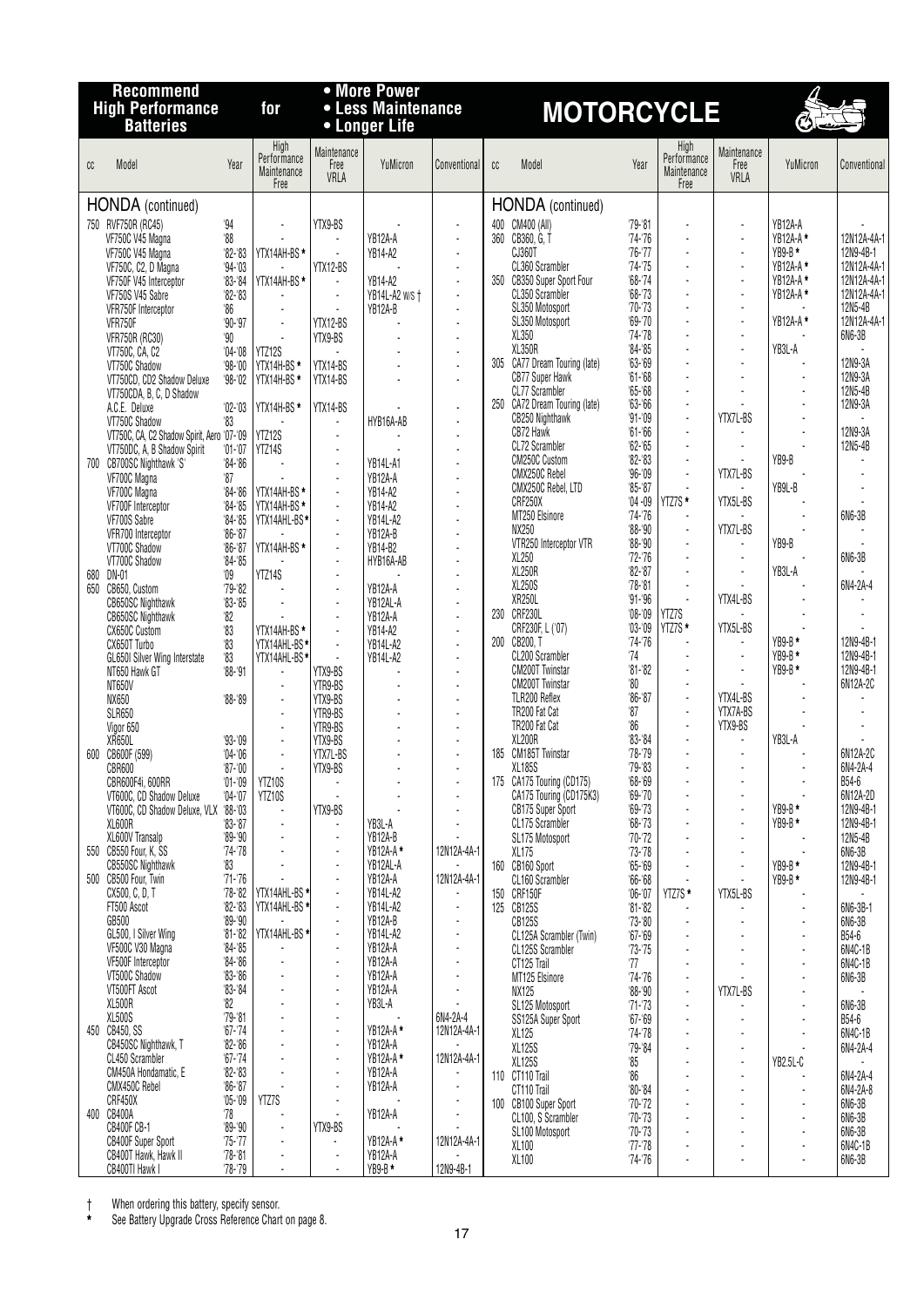# Recommend High Performance Batteries for MOTORCYCLE

- More Power
- Less Maintenance
- Longer Life

## HONDA (continued)

| cc | Model | Year | High Performance Maintenance Free | Maintenance Free VRLA | YuMicron | Conventional |
|---|---|---|---|---|---|---|
| 750 | RVF750R (RC45) | '94 | - | YTX9-BS | - | - |
| | VF750C V45 Magna | '88 | - | - | YB12A-A | - |
| | VF750C V45 Magna | '82-'83 | YTX14AH-BS * | - | YB14-A2 | - |
| | VF750C, C2, D Magna | '94-'03 | - | YTX12-BS | - | - |
| | VF750F V45 Interceptor | '83-'84 | YTX14AH-BS * | - | YB14-A2 | - |
| | VF750S V45 Sabre | '82-'83 | - | - | YB14L-A2 W/S † | - |
| | VFR750F Interceptor | '86 | - | - | YB12A-B | - |
| | VFR750F | '90-'97 | - | YTX12-BS | - | - |
| | VFR750R (RC30) | '90 | - | YTX9-BS | - | - |
| | VT750C, CA, C2 | '04-'08 | YTZ12S | - | - | - |
| | VT750C Shadow | '98-'00 | YTX14H-BS * | YTX14-BS | - | - |
| | VT750CD, CD2 Shadow Deluxe | '98-'02 | YTX14H-BS * | YTX14-BS | - | - |
| | VT750CDA, B, C, D Shadow A.C.E. Deluxe | '02-'03 | YTX14H-BS * | YTX14-BS | - | - |
| | VT750C Shadow | '83 | - | - | HYB16A-AB | - |
| | VT750C, CA, C2 Shadow Spirit, Aero | '07-'09 | YTZ12S | - | - | - |
| | VT750DC, A, B Shadow Spirit | '01-'07 | YTZ14S | - | - | - |
| 700 | CB700SC Nighthawk 'S' | '84-'86 | - | - | YB14L-A1 | - |
| | VF700C Magna | '87 | - | - | YB12A-A | - |
| | VF700C Magna | '84-'86 | YTX14AH-BS * | - | YB14-A2 | - |
| | VF700F Interceptor | '84-'85 | YTX14AH-BS * | - | YB14-A2 | - |
| | VF700S Sabre | '84-'85 | YTX14AHL-BS * | - | YB14L-A2 | - |
| | VFR700 Interceptor | '86-'87 | - | - | YB12A-B | - |
| | VT700C Shadow | '86-'87 | YTX14AH-BS * | - | YB14-B2 | - |
| | VT700C Shadow | '84-'85 | - | - | HYB16A-AB | - |
| 680 | DN-01 | '09 | YTZ14S | - | - | - |
| 650 | CB650, Custom | '79-'82 | - | - | YB12A-A | - |
| | CB650SC Nighthawk | '83-'85 | - | - | YB12AL-A | - |
| | CB650SC Nighthawk | '82 | - | - | YB12A-A | - |
| | CX650C Custom | '83 | YTX14AH-BS * | - | YB14-A2 | - |
| | CX650T Turbo | '83 | YTX14AHL-BS * | - | YB14L-A2 | - |
| | GL650I Silver Wing Interstate | '83 | YTX14AHL-BS * | - | YB14L-A2 | - |
| | NT650 Hawk GT | '88-'91 | - | YTX9-BS | - | - |
| | NT650V | | - | YTR9-BS | - | - |
| | NX650 | '88-'89 | - | YTX9-BS | - | - |
| | SLR650 | | - | YTR9-BS | - | - |
| | Vigor 650 | | - | YTR9-BS | - | - |
| | XR650L | '93-'09 | - | YTX9-BS | - | - |
| 600 | CB600F (599) | '04-'06 | - | YTX7L-BS | - | - |
| | CBR600 | '87-'00 | - | YTX9-BS | - | - |
| | CBR600F4i, 600RR | '01-'09 | YTZ10S | - | - | - |
| | VT600C, CD Shadow Deluxe | '04-'07 | YTZ10S | - | - | - |
| | VT600C, CD Shadow Deluxe, VLX | '88-'03 | - | YTX9-BS | - | - |
| | XL600R | '83-'87 | - | - | YB3L-A | - |
| | XL600V Transalp | '89-'90 | - | - | YB12A-B | - |
| 550 | CB550 Four, K, SS | '74-'78 | - | - | YB12A-A * | 12N12A-4A-1 |
| | CB550SC Nighthawk | '83 | - | - | YB12AL-A | - |
| 500 | CB500 Four, Twin | '71-'76 | - | - | YB12A-A | 12N12A-4A-1 |
| | CX500, C, D, T | '78-'82 | YTX14AHL-BS * | - | YB14L-A2 | - |
| | FT500 Ascot | '82-'83 | YTX14AHL-BS * | - | YB14L-A2 | - |
| | GB500 | '89-'90 | - | - | YB12A-B | - |
| | GL500, I Silver Wing | '81-'82 | YTX14AHL-BS * | - | YB14L-A2 | - |
| | VF500C V30 Magna | '84-'85 | - | - | YB12A-A | - |
| | VF500F Interceptor | '84-'86 | - | - | YB12A-A | - |
| | VT500C Shadow | '83-'86 | - | - | YB12A-A | - |
| | VT500FT Ascot | '83-'84 | - | - | YB12A-A | - |
| | XL500R | '82 | - | - | YB3L-A | - |
| | XL500S | '79-'81 | - | - | - | 6N4-2A-4 |
| 450 | CB450, SS | '67-'74 | - | - | YB12A-A * | 12N12A-4A-1 |
| | CB450SC Nighthawk, T | '82-'86 | - | - | YB12A-A | - |
| | CL450 Scrambler | '67-'74 | - | - | YB12A-A * | 12N12A-4A-1 |
| | CM450A Hondamatic, E | '82-'83 | - | - | YB12A-A | - |
| | CMX450C Rebel | '86-'87 | - | - | YB12A-A | - |
| | CRF450X | '05-'09 | YTZ7S | - | - | - |
| 400 | CB400A | '78 | - | - | YB12A-A | - |
| | CB400F CB-1 | '89-'90 | - | YTX9-BS | - | - |
| | CB400F Super Sport | '75-'77 | - | - | YB12A-A * | 12N12A-4A-1 |
| | CB400T Hawk, Hawk II | '78-'81 | - | - | YB12A-A | - |
| | CB400TI Hawk I | '78-'79 | - | - | YB9-B * | 12N9-4B-1 |
| 400 | CM400 (All) | '79-'81 | - | - | YB12A-A | - |
| 360 | CB360, G, T | '74-'76 | - | - | YB12A-A * | 12N12A-4A-1 |
| | CJ360T | '76-'77 | - | - | YB9-B * | 12N9-4B-1 |
| | CL360 Scrambler | '74-'75 | - | - | YB12A-A * | 12N12A-4A-1 |
| 350 | CB350 Super Sport Four | '68-'74 | - | - | YB12A-A * | 12N12A-4A-1 |
| | CL350 Scrambler | '68-'73 | - | - | YB12A-A * | 12N12A-4A-1 |
| | SL350 Motosport | '70-'73 | - | - | - | 12N5-4B |
| | SL350 Motosport | '69-'70 | - | - | YB12A-A * | 12N12A-4A-1 |
| | XL350 | '74-'78 | - | - | - | 6N6-3B |
| | XL350R | '84-'85 | - | - | YB3L-A | - |
| 305 | CA77 Dream Touring (late) | '63-'69 | - | - | - | 12N9-3A |
| | CB77 Super Hawk | '61-'68 | - | - | - | 12N9-3A |
| | CL77 Scrambler | '65-'68 | - | - | - | 12N5-4B |
| 250 | CA72 Dream Touring (late) | '63-'66 | - | - | - | 12N9-3A |
| | CB250 Nighthawk | '91-'09 | - | YTX7L-BS | - | - |
| | CB72 Hawk | '61-'66 | - | - | - | 12N9-3A |
| | CL72 Scrambler | '62-'65 | - | - | - | 12N5-4B |
| | CM250C Custom | '82-'83 | - | - | YB9-B | - |
| | CMX250C Rebel | '96-'09 | - | YTX7L-BS | - | - |
| | CMX250C Rebel, LTD | '85-'87 | - | - | YB9L-B | - |
| | CRF250X | '04-'09 | YTZ7S * | YTX5L-BS | - | - |
| | MT250 Elsinore | '74-'76 | - | - | - | 6N6-3B |
| | NX250 | '88-'90 | - | YTX7L-BS | - | - |
| | VTR250 Interceptor VTR | '88-'90 | - | - | YB9-B | - |
| | XL250 | '72-'76 | - | - | - | 6N6-3B |
| | XL250R | '82-'87 | - | - | YB3L-A | - |
| | XL250S | '78-'81 | - | - | - | 6N4-2A-4 |
| | XR250L | '91-'96 | - | YTX4L-BS | - | - |
| 230 | CRF230L | '08-'09 | YTZ7S | - | - | - |
| | CRF230F, L ('07) | '03-'09 | YTZ7S * | YTX5L-BS | - | - |
| 200 | CB200, T | '74-'76 | - | - | YB9-B * | 12N9-4B-1 |
| | CL200 Scrambler | '74 | - | - | YB9-B * | 12N9-4B-1 |
| | CM200T Twinstar | '81-'82 | - | - | YB9-B * | 12N9-4B-1 |
| | CM200T Twinstar | '80 | - | - | - | 6N12A-2C |
| | TLR200 Reflex | '86-'87 | - | YTX4L-BS | - | - |
| | TR200 Fat Cat | '87 | - | YTX7A-BS | - | - |
| | TR200 Fat Cat | '86 | - | YTX9-BS | - | - |
| | XL200R | '83-'84 | - | - | YB3L-A | - |
| 185 | CM185T Twinstar | '78-'79 | - | - | - | 6N12A-2C |
| | XL185S | '79-'83 | - | - | - | 6N4-2A-4 |
| 175 | CA175 Touring (CD175) | '68-'69 | - | - | - | B54-6 |
| | CA175 Touring (CD175K3) | '69-'70 | - | - | - | 6N12A-2D |
| | CB175 Super Sport | '69-'73 | - | - | YB9-B * | 12N9-4B-1 |
| | CL175 Scrambler | '68-'73 | - | - | YB9-B * | 12N9-4B-1 |
| | SL175 Motosport | '70-'72 | - | - | - | 12N5-4B |
| | XL175 | '73-'78 | - | - | - | 6N6-3B |
| 160 | CB160 Sport | '65-'69 | - | - | YB9-B * | 12N9-4B-1 |
| | CL160 Scrambler | '66-'68 | - | - | YB9-B * | 12N9-4B-1 |
| 150 | CRF150F | '06-'07 | YTZ7S * | YTX5L-BS | - | - |
| 125 | CB125S | '81-'82 | - | - | - | 6N6-3B-1 |
| | CB125S | '73-'80 | - | - | - | 6N6-3B |
| | CL125A Scrambler (Twin) | '67-'69 | - | - | - | B54-6 |
| | CL125S Scrambler | '73-'75 | - | - | - | 6N4C-1B |
| | CT125 Trail | '77 | - | - | - | 6N4C-1B |
| | MT125 Elsinore | '74-'76 | - | - | - | 6N6-3B |
| | NX125 | '88-'90 | - | YTX7L-BS | - | - |
| | SL125 Motosport | '71-'73 | - | - | - | 6N6-3B |
| | SS125A Super Sport | '67-'69 | - | - | - | B54-6 |
| | XL125 | '74-'78 | - | - | - | 6N4C-1B |
| | XL125S | '79-'84 | - | - | - | 6N4-2A-4 |
| | XL125S | '85 | - | - | YB2.5L-C | - |
| 110 | CT110 Trail | '86 | - | - | - | 6N4-2A-4 |
| | CT110 Trail | '80-'84 | - | - | - | 6N4-2A-8 |
| 100 | CB100 Super Sport | '70-'72 | - | - | - | 6N6-3B |
| | CL100, S Scrambler | '70-'73 | - | - | - | 6N6-3B |
| | SL100 Motosport | '70-'73 | - | - | - | 6N6-3B |
| | XL100 | '77-'78 | - | - | - | 6N4C-1B |
| | XL100 | '74-'76 | - | - | - | 6N6-3B |

† When ordering this battery, specify sensor.

* See Battery Upgrade Cross Reference Chart on page 8.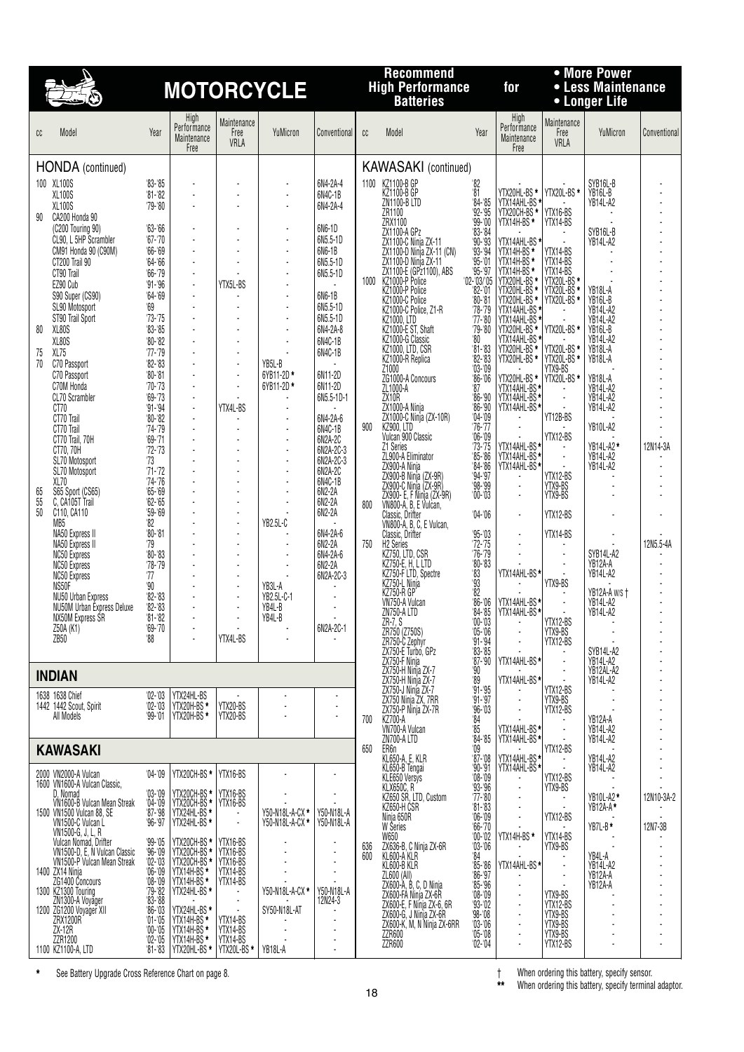# MOTORCYCLE

**Recommend High Performance Batteries for**
- More Power
- Less Maintenance
- Longer Life

## HONDA (continued)

| cc | Model | Year | High Performance Maintenance Free | Maintenance Free VRLA | YuMicron | Conventional |
|---|---|---|---|---|---|---|
| 100 | XL100S | '83-'85 | - | - | - | 6N4-2A-4 |
| | XL100S | '81-'82 | - | - | - | 6N4C-1B |
| | XL100S | '79-'80 | - | - | - | 6N4-2A-4 |
| 90 | CA200 Honda 90 (C200 Touring 90) | '63-'66 | - | - | - | 6N6-1D |
| | CL90, L 5HP Scrambler | '67-'70 | - | - | - | 6N5.5-1D |
| | CM91 Honda 90 (C90M) | '66-'69 | - | - | - | 6N6-1B |
| | CT200 Trail 90 | '64-'66 | - | - | - | 6N5.5-1D |
| | CT90 Trail | '66-'79 | - | - | - | 6N5.5-1D |
| | EZ90 Cub | '91-'96 | - | YTX5L-BS | - | - |
| | S90 Super (CS90) | '64-'69 | - | - | - | 6N6-1B |
| | SL90 Motosport | '69 | - | - | - | 6N5.5-1D |
| | ST90 Trail Sport | '73-'75 | - | - | - | 6N5.5-1D |
| 80 | XL80S | '83-'85 | - | - | - | 6N4-2A-8 |
| | XL80S | '80-'82 | - | - | - | 6N4C-1B |
| 75 | XL75 | '77-'79 | - | - | - | 6N4C-1B |
| 70 | C70 Passport | '82-'83 | - | - | YB5L-B | - |
| | C70 Passport | '80-'81 | - | - | 6YB11-2D * | 6N11-2D |
| | C70M Honda | '70-'73 | - | - | 6YB11-2D * | 6N11-2D |
| | CL70 Scrambler | '69-'73 | - | - | - | 6N5.5-1D-1 |
| | CT70 | '91-'94 | - | YTX4L-BS | - | - |
| | CT70 Trail | '80-'82 | - | - | - | 6N4-2A-6 |
| | CT70 Trail | '74-'79 | - | - | - | 6N4C-1B |
| | CT70 Trail, 70H | '69-'71 | - | - | - | 6N2A-2C |
| | CT70, 70H | '72-'73 | - | - | - | 6N2A-2C-3 |
| | SL70 Motosport | '73 | - | - | - | 6N2A-2C-3 |
| | SL70 Motosport | '71-'72 | - | - | - | 6N2A-2C |
| | XL70 | '74-'76 | - | - | - | 6N4C-1B |
| 65 | S65 Sport (CS65) | '65-'69 | - | - | - | 6N2-2A |
| 55 | C, CA105T Trail | '62-'65 | - | - | - | 6N2-2A |
| 50 | C110, CA110 | '59-'69 | - | - | - | 6N2-2A |
| | MB5 | '82 | - | - | YB2.5L-C | - |
| | NA50 Express II | '80-'81 | - | - | - | 6N4-2A-6 |
| | NA50 Express II | '79 | - | - | - | 6N2-2A |
| | NC50 Express | '80-'83 | - | - | - | 6N4-2A-6 |
| | NC50 Express | '78-'79 | - | - | - | 6N2-2A |
| | NC50 Express | '77 | - | - | - | 6N2A-2C-3 |
| | NS50F | '90 | - | - | YB3L-A | - |
| | NU50 Urban Express | '82-'83 | - | - | YB2.5L-C-1 | - |
| | NU50M Urban Express Deluxe | '82-'83 | - | - | YB4L-B | - |
| | NX50M Express SR | '81-'82 | - | - | YB4L-B | - |
| | Z50A (K1) | '69-'70 | - | - | - | 6N2A-2C-1 |
| | ZB50 | '88 | - | YTX4L-BS | - | - |

## INDIAN

| cc | Model | Year | High Performance Maintenance Free | Maintenance Free VRLA | YuMicron | Conventional |
|---|---|---|---|---|---|---|
| 1638 | 1638 Chief | '02-'03 | YTX20HL-BS | - | - | - |
| 1442 | 1442 Scout, Spirit | '02-'03 | YTX20H-BS * | YTX20-BS | - | - |
| | All Models | '99-'01 | YTX20H-BS * | YTX20-BS | - | - |

## KAWASAKI

| cc | Model | Year | High Performance Maintenance Free | Maintenance Free VRLA | YuMicron | Conventional |
|---|---|---|---|---|---|---|
| 2000 | VN2000-A Vulcan | '04-'09 | YTX20CH-BS * | YTX16-BS | - | - |
| 1600 | VN1600-A Vulcan Classic, D, Nomad | '03-'09 | YTX20CH-BS * | YTX16-BS | - | - |
| | VN1600-B Vulcan Mean Streak | '04-'09 | YTX20CH-BS * | YTX16-BS | - | - |
| 1500 | VN1500 Vulcan 88, SE | '87-'98 | YTX24HL-BS * | - | Y50-N18L-A-CX * | Y50-N18L-A |
| | VN1500-C Vulcan L | '96-'97 | YTX24HL-BS * | - | Y50-N18L-A-CX * | Y50-N18L-A |
| | VN1500-G, J, L, R Vulcan Nomad, Drifter | '99-'05 | YTX20CH-BS * | YTX16-BS | - | - |
| | VN1500-D, E, N Vulcan Classic | '96-'09 | YTX20CH-BS * | YTX16-BS | - | - |
| | VN1500-P Vulcan Mean Streak | '02-'03 | YTX20CH-BS * | YTX16-BS | - | - |
| 1400 | ZX14 Ninja | '06-'09 | YTX14H-BS * | YTX14-BS | - | - |
| | ZG1400 Concours | '08-'09 | YTX14H-BS * | YTX14-BS | - | - |
| 1300 | KZ1300 Touring | '79-'82 | YTX24HL-BS * | - | Y50-N18L-A-CX * | Y50-N18L-A |
| | ZN1300-A Voyager | '83-'88 | - | - | - | 12N24-3 |
| 1200 | ZG1200 Voyager XII | '86-'03 | YTX24HL-BS * | - | SY50-N18L-AT | - |
| | ZRX1200R | '01-'05 | YTX14H-BS * | YTX14-BS | - | - |
| | ZX-12R | '00-'05 | YTX14H-BS * | YTX14-BS | - | - |
| | ZZR1200 | '02-'05 | YTX14H-BS * | YTX14-BS | - | - |
| 1100 | KZ1100-A, LTD | '81-'83 | YTX20HL-BS * | YTX20L-BS * | YB18L-A | - |

## KAWASAKI (continued)

| cc | Model | Year | High Performance Maintenance Free | Maintenance Free VRLA | YuMicron | Conventional |
|---|---|---|---|---|---|---|
| 1100 | KZ1100-B GP | '82 | - | - | SYB16L-B | - |
| | KZ1100-B GP | '81 | YTX20HL-BS * | YTX20L-BS * | YB16L-B | - |
| | ZN1100-B LTD | '84-'85 | YTX14AHL-BS * | - | YB14L-A2 | - |
| | ZR1100 | '92-'95 | YTX20CH-BS * | YTX16-BS | - | - |
| | ZRX1100 | '99-'00 | YTX14H-BS * | YTX14-BS | - | - |
| | ZX1100-A GPz | '83-'84 | - | - | SYB16L-B | - |
| | ZX1100-C Ninja ZX-11 | '90-'93 | YTX14AHL-BS * | - | YB14L-A2 | - |
| | ZX1100-D Ninja ZX-11 (CN) | '93-'94 | YTX14H-BS * | YTX14-BS | - | - |
| | ZX1100-D Ninja ZX-11 | '95-'01 | YTX14H-BS * | YTX14-BS | - | - |
| | ZX1100-E (GPz1100), ABS | '95-'97 | YTX14H-BS * | YTX14-BS | - | - |
| 1000 | KZ1000-P Police | '02-'03/'05 | YTX20HL-BS * | YTX20L-BS * | - | - |
| | KZ1000-P Police | '82-'01 | YTX20HL-BS * | YTX20L-BS * | YB18L-A | - |
| | KZ1000-C Police | '80-'81 | YTX20HL-BS * | YTX20L-BS * | YB16L-B | - |
| | KZ1000-C Police, Z1-R | '78-'79 | YTX14AHL-BS * | - | YB14L-A2 | - |
| | KZ1000, LTD | '77-'80 | YTX14AHL-BS * | - | YB14L-A2 | - |
| | KZ1000-E ST, Shaft | '79-'80 | YTX20HL-BS * | YTX20L-BS * | YB16L-B | - |
| | KZ1000-G Classic | '80 | YTX14AHL-BS * | - | YB14L-A2 | - |
| | KZ1000, LTD, CSR | '81-'83 | YTX20HL-BS * | YTX20L-BS * | YB18L-A | - |
| | KZ1000-R Replica | '82-'83 | YTX20HL-BS * | YTX20L-BS * | YB18L-A | - |
| | Z1000 | '03-'09 | - | YTX9-BS | - | - |
| | ZG1000-A Concours | '86-'06 | YTX20HL-BS * | YTX20L-BS * | YB18L-A | - |
| | ZL1000-A | '87 | YTX14AHL-BS * | - | YB14L-A2 | - |
| | ZX10R | '86-'90 | YTX14AHL-BS * | - | YB14L-A2 | - |
| | ZX1000-A Ninja | '86-'90 | YTX14AHL-BS * | - | YB14L-A2 | - |
| | ZX1000-C Ninja (ZX-10R) | '04-'09 | - | YT12B-BS | - | - |
| 900 | KZ900, LTD | '76-'77 | - | - | YB10L-A2 | - |
| | Vulcan 900 Classic | '06-'09 | - | YTX12-BS | - | - |
| | Z1 Series | '73-'75 | YTX14AHL-BS * | - | YB14L-A2 * | 12N14-3A |
| | ZL900-A Eliminator | '85-'86 | YTX14AHL-BS * | - | YB14L-A2 | - |
| | ZX900-A Ninja | '84-'86 | YTX14AHL-BS * | - | YB14L-A2 | - |
| | ZX900-B Ninja (ZX-9R) | '94-'97 | - | YTX12-BS | - | - |
| | ZX900-C Ninja (ZX-9R) | '98-'99 | - | YTX9-BS | - | - |
| | ZX900- E, F Ninja (ZX-9R) | '00-'03 | - | YTX9-BS | - | - |
| 800 | VN800-A, B, E Vulcan, Classic, Drifter | '04-'06 | - | YTX12-BS | - | - |
| | VN800-A, B, C, E Vulcan, Classic, Drifter | '95-'03 | - | YTX14-BS | - | - |
| 750 | H2 Series | '72-'75 | - | - | - | 12N5.5-4A |
| | KZ750, LTD, CSR | '76-'79 | - | - | SYB14L-A2 | - |
| | KZ750-E, H, L LTD | '80-'83 | - | - | YB12A-A | - |
| | KZ750-F LTD, Spectre | '83 | YTX14AHL-BS * | - | YB14L-A2 | - |
| | KZ750-L Ninja | '93 | - | YTX9-BS | - | - |
| | KZ750-R GP | '82 | - | - | YB12A-A w/s † | - |
| | VN750-A Vulcan | '86-'06 | YTX14AHL-BS * | - | YB14L-A2 | - |
| | ZN750-A LTD | '84-'85 | YTX14AHL-BS * | - | YB14L-A2 | - |
| | ZR-7, S | '00-'03 | - | YTX12-BS | - | - |
| | ZR750 (Z750S) | '05-'06 | - | YTX9-BS | - | - |
| | ZR750-C Zephyr | '91-'94 | - | YTX12-BS | - | - |
| | ZX750-E Turbo, GPz | '83-'85 | - | - | SYB14L-A2 | - |
| | ZX750-F Ninja | '87-'90 | YTX14AHL-BS * | - | YB14L-A2 | - |
| | ZX750-H Ninja ZX-7 | '90 | - | - | YB12AL-A2 | - |
| | ZX750-H Ninja ZX-7 | '89 | YTX14AHL-BS * | - | YB14L-A2 | - |
| | ZX750-J Ninja ZX-7 | '91-'95 | - | YTX12-BS | - | - |
| | ZX750 Ninja ZX, 7RR | '91-'97 | - | YTX9-BS | - | - |
| | ZX750-P Ninja ZX-7R | '96-'03 | - | YTX12-BS | - | - |
| 700 | KZ700-A | '84 | - | - | YB12A-A | - |
| | VN700-A Vulcan | '85 | YTX14AHL-BS * | - | YB14L-A2 | - |
| | ZN700-A LTD | '84-'85 | YTX14AHL-BS * | - | YB14L-A2 | - |
| 650 | ER6n | '09 | - | YTX12-BS | - | - |
| | KL650-A, E, KLR | '87-'08 | YTX14AHL-BS * | - | YB14L-A2 | - |
| | KL650-B Tengai | '90-'91 | YTX14AHL-BS * | - | YB14L-A2 | - |
| | KLE650 Versys | '08-'09 | - | YTX12-BS | - | - |
| | KLX650C, R | '93-'96 | - | YTX9-BS | - | - |
| | KZ650 SR, LTD, Custom | '77-'80 | - | - | YB10L-A2 * | 12N10-3A-2 |
| | KZ650-H CSR | '81-'83 | - | - | YB12A-A * | - |
| | Ninja 650R | '06-'09 | - | YTX12-BS | - | - |
| | W Series | '66-'70 | - | - | YB7L-B * | 12N7-3B |
| | W650 | '00-'02 | YTX14H-BS * | YTX14-BS | - | - |
| 636 | ZX636-B, C Ninja ZX-6R | '03-'06 | - | YTX9-BS | - | - |
| 600 | KL600-A KLR | '84 | - | - | YB4L-A | - |
| | KL600-B KLR | '85-'86 | YTX14AHL-BS * | - | YB14L-A2 | - |
| | ZL600 (All) | '86-'97 | - | - | YB12A-A | - |
| | ZX600-A, B, C, D Ninja | '85-'96 | - | - | YB12A-A | - |
| | ZX600-FA Ninja ZX-6R | '08-'09 | - | YTX9-BS | - | - |
| | ZX600-E, F Ninja ZX-6, 6R | '93-'02 | - | YTX12-BS | - | - |
| | ZX600-G, J Ninja ZX-6R | '98-'08 | - | YTX9-BS | - | - |
| | ZX600-K, M, N Ninja ZX-6RR | '03-'06 | - | YTX9-BS | - | - |
| | ZZR600 | '05-'08 | - | YTX9-BS | - | - |
| | ZZR600 | '02-'04 | - | YTX12-BS | - | - |

* See Battery Upgrade Cross Reference Chart on page 8.

† When ordering this battery, specify sensor.

** When ordering this battery, specify terminal adaptor.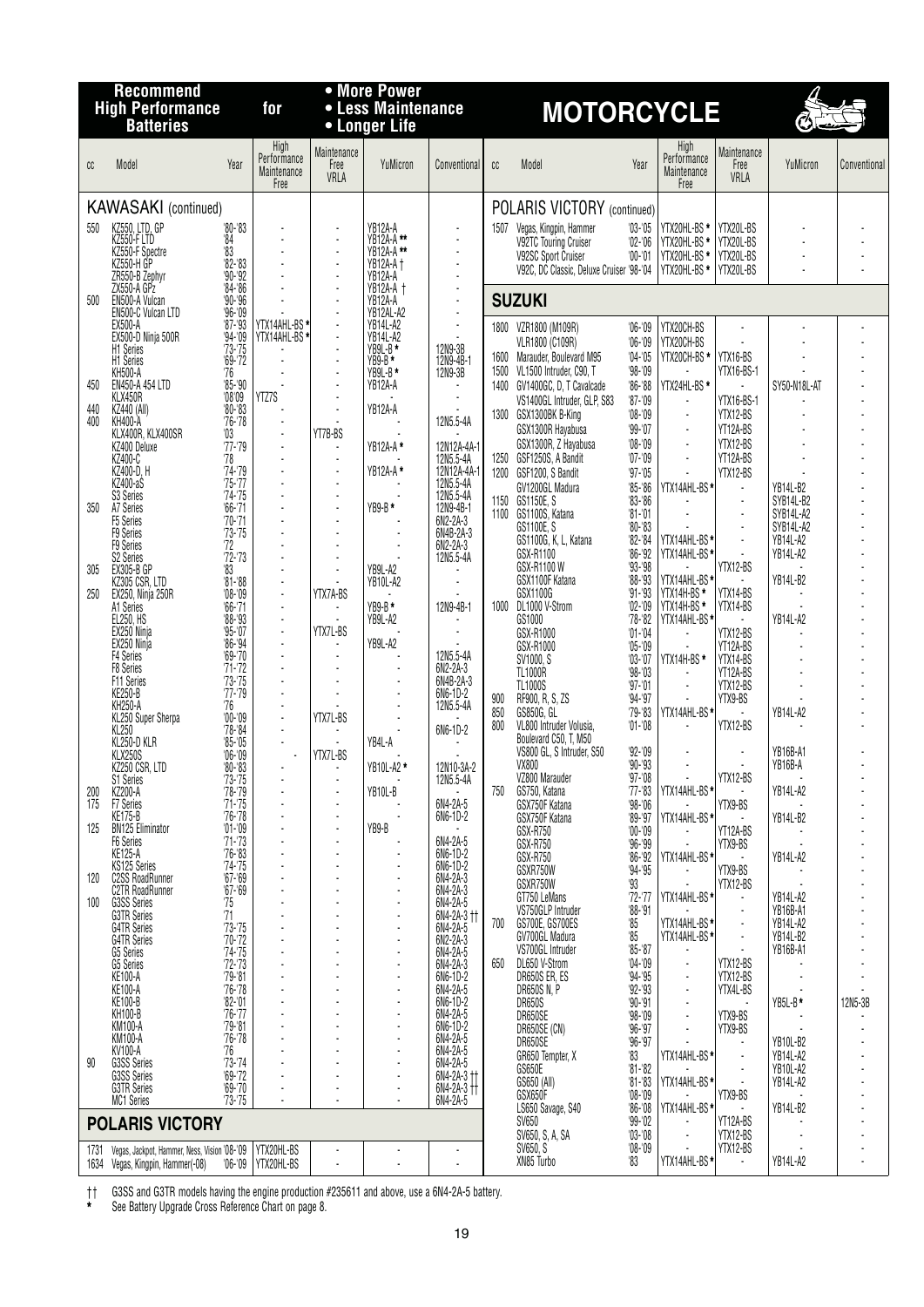# Recommend High Performance Batteries for MOTORCYCLE

- More Power
- Less Maintenance
- Longer Life

| cc | Model | Year | High Performance Maintenance Free | Maintenance Free VRLA | YuMicron | Conventional |
|---|---|---|---|---|---|---|
| **KAWASAKI (continued)** | | | | | | |
| 550 | KZ550, LTD, GP | '80-'83 | - | - | YB12A-A | - |
| | KZ550-F LTD | '84 | - | - | YB12A-A ** | - |
| | KZ550-F Spectre | '83 | - | - | YB12A-A ** | - |
| | KZ550-H GP | '82-'83 | - | - | YB12A-A † | - |
| | ZR550-B Zephyr | '90-'92 | - | - | YB12A-A | - |
| | ZX550-A GPz | '84-'86 | - | - | YB12A-A † | - |
| 500 | EN500-A Vulcan | '90-'96 | - | - | YB12A-A | - |
| | EN500-C Vulcan LTD | '96-'09 | - | - | YB12AL-A2 | - |
| | EX500-A | '87-'93 | YTX14AHL-BS * | - | YB14L-A2 | - |
| | EX500-D Ninja 500R | '94-'09 | YTX14AHL-BS * | - | YB14L-A2 | - |
| | H1 Series | '73-'75 | - | - | YB9L-B * | 12N9-3B |
| | H1 Series | '69-'72 | - | - | YB9-B * | 12N9-4B-1 |
| | KH500-A | '76 | - | - | YB9L-B * | 12N9-3B |
| 450 | EN450-A 454 LTD | '85-'90 | - | - | YB12A-A | - |
| | KLX450R | '08'09 | YTZ7S | - | - | - |
| 440 | KZ440 (All) | '80-'83 | - | - | YB12A-A | - |
| 400 | KH400-A | '76-'78 | - | - | - | 12N5.5-4A |
| | KLX400R, KLX400SR | '03 | - | YT7B-BS | - | - |
| | KZ400 Deluxe | '77-'79 | - | - | YB12A-A * | 12N12A-4A-1 |
| | KZ400-C | '78 | - | - | - | 12N5.5-4A |
| | KZ400-D, H | '74-'79 | - | - | YB12A-A * | 12N12A-4A-1 |
| | KZ400-aS | '75-'77 | - | - | - | 12N5.5-4A |
| | S3 Series | '74-'75 | - | - | - | 12N5.5-4A |
| 350 | A7 Series | '66-'71 | - | - | YB9-B * | 12N9-4B-1 |
| | F5 Series | '70-'71 | - | - | - | 6N2-2A-3 |
| | F9 Series | '73-'75 | - | - | - | 6N4B-2A-3 |
| | F9 Series | '72 | - | - | - | 6N2-2A-3 |
| | S2 Series | '72-'73 | - | - | - | 12N5.5-4A |
| 305 | EX305-B GP | '83 | - | - | YB9L-A2 | - |
| | KZ305 CSR, LTD | '81-'88 | - | - | YB10L-A2 | - |
| 250 | EX250, Ninja 250R | '08-'09 | - | YTX7A-BS | - | - |
| | A1 Series | '66-'71 | - | - | YB9-B * | 12N9-4B-1 |
| | EL250, HS | '88-'93 | - | - | YB9L-A2 | - |
| | EX250 Ninja | '95-'07 | - | YTX7L-BS | - | - |
| | EX250 Ninja | '86-'94 | - | - | YB9L-A2 | - |
| | F4 Series | '69-'70 | - | - | - | 12N5.5-4A |
| | F8 Series | '71-'72 | - | - | - | 6N2-2A-3 |
| | F11 Series | '73-'75 | - | - | - | 6N4B-2A-3 |
| | KE250-B | '77-'79 | - | - | - | 6N6-1D-2 |
| | KH250-A | '76 | - | - | - | 12N5.5-4A |
| | KL250 Super Sherpa | '00-'09 | - | YTX7L-BS | - | - |
| | KL250 | '78-'84 | - | - | - | 6N6-1D-2 |
| | KL250-D KLR | '85-'05 | - | - | YB4L-A | - |
| | KLX250S | '06-'09 | - | YTX7L-BS | - | - |
| | KZ250 CSR, LTD | '80-'83 | - | - | YB10L-A2 * | 12N10-3A-2 |
| | S1 Series | '73-'75 | - | - | - | 12N5.5-4A |
| 200 | KZ200-A | '78-'79 | - | - | YB10L-B | - |
| 175 | F7 Series | '71-'75 | - | - | - | 6N4-2A-5 |
| | KE175-B | '76-'78 | - | - | - | 6N6-1D-2 |
| 125 | BN125 Eliminator | '01-'09 | - | - | YB9-B | - |
| | F6 Series | '71-'73 | - | - | - | 6N4-2A-5 |
| | KE125-A | '76-'83 | - | - | - | 6N6-1D-2 |
| | KS125 Series | '74-'75 | - | - | - | 6N6-1D-2 |
| 120 | C2SS RoadRunner | '67-'69 | - | - | - | 6N4-2A-3 |
| | C2TR RoadRunner | '67-'69 | - | - | - | 6N4-2A-3 |
| 100 | G3SS Series | '75 | - | - | - | 6N4-2A-5 |
| | G3TR Series | '71 | - | - | - | 6N4-2A-3 †† |
| | G4TR Series | '73-'75 | - | - | - | 6N4-2A-5 |
| | G4TR Series | '70-'72 | - | - | - | 6N2-2A-3 |
| | G5 Series | '74-'75 | - | - | - | 6N4-2A-5 |
| | G5 Series | '72-'73 | - | - | - | 6N4-2A-3 |
| | KE100-A | '79-'81 | - | - | - | 6N6-1D-2 |
| | KE100-A | '76-'78 | - | - | - | 6N4-2A-5 |
| | KE100-B | '82-'01 | - | - | - | 6N6-1D-2 |
| | KH100-B | '76-'77 | - | - | - | 6N4-2A-5 |
| | KM100-A | '79-'81 | - | - | - | 6N6-1D-2 |
| | KM100-A | '76-'78 | - | - | - | 6N4-2A-5 |
| | KV100-A | '76 | - | - | - | 6N4-2A-5 |
| 90 | G3SS Series | '73-'74 | - | - | - | 6N4-2A-5 |
| | G3SS Series | '69-'72 | - | - | - | 6N4-2A-3 †† |
| | G3TR Series | '69-'70 | - | - | - | 6N4-2A-3 †† |
| | MC1 Series | '73-'75 | - | - | - | 6N4-2A-5 |
| **POLARIS VICTORY** | | | | | | |
| 1731 | Vegas, Jackpot, Hammer, Ness, Vision | '08-'09 | YTX20HL-BS | - | - | - |
| 1634 | Vegas, Kingpin, Hammer(-08) | '06-'09 | YTX20HL-BS | - | - | - |
| **POLARIS VICTORY (continued)** | | | | | | |
| 1507 | Vegas, Kingpin, Hammer | '03-'05 | YTX20HL-BS * | YTX20L-BS | - | - |
| | V92TC Touring Cruiser | '02-'06 | YTX20HL-BS * | YTX20L-BS | - | - |
| | V92SC Sport Cruiser | '00-'01 | YTX20HL-BS * | YTX20L-BS | - | - |
| | V92C, DC Classic, Deluxe Cruiser | '98-'04 | YTX20HL-BS * | YTX20L-BS | - | - |
| **SUZUKI** | | | | | | |
| 1800 | VZR1800 (M109R) | '06-'09 | YTX20CH-BS | - | - | - |
| | VLR1800 (C109R) | '06-'09 | YTX20CH-BS | - | - | - |
| 1600 | Marauder, Boulevard M95 | '04-'05 | YTX20CH-BS * | YTX16-BS | - | - |
| 1500 | VL1500 Intruder, C90, T | '98-'09 | - | YTX16-BS-1 | - | - |
| 1400 | GV1400GC, D, T Cavalcade | '86-'88 | YTX24HL-BS * | - | SY50-N18L-AT | - |
| | VS1400GL Intruder, GLP, S83 | '87-'09 | - | YTX16-BS-1 | - | - |
| 1300 | GSX1300BK B-King | '08-'09 | - | YTX12-BS | - | - |
| | GSX1300R Hayabusa | '99-'07 | - | YT12A-BS | - | - |
| | GSX1300R, Z Hayabusa | '08-'09 | - | YTX12-BS | - | - |
| 1250 | GSF1250S, A Bandit | '07-'09 | - | YT12A-BS | - | - |
| 1200 | GSF1200, S Bandit | '97-'05 | - | YTX12-BS | - | - |
| | GV1200GL Madura | '85-'86 | YTX14AHL-BS * | - | YB14L-B2 | - |
| 1150 | GS1150E, S | '83-'86 | - | - | SYB14L-B2 | - |
| 1100 | GS1100S, Katana | '81-'01 | - | - | SYB14L-A2 | - |
| | GS1100E, S | '80-'83 | - | - | SYB14L-A2 | - |
| | GS1100G, K, L, Katana | '82-'84 | YTX14AHL-BS * | - | YB14L-A2 | - |
| | GSX-R1100 | '86-'92 | YTX14AHL-BS * | - | YB14L-A2 | - |
| | GSX-R1100 W | '93-'98 | - | YTX12-BS | - | - |
| | GSX1100F Katana | '88-'93 | YTX14AHL-BS * | - | YB14L-B2 | - |
| | GSX1100G | '91-'93 | YTX14H-BS * | YTX14-BS | - | - |
| 1000 | DL1000 V-Strom | '02-'09 | YTX14H-BS * | YTX14-BS | - | - |
| | GS1000 | '78-'82 | YTX14AHL-BS * | - | YB14L-A2 | - |
| | GSX-R1000 | '01-'04 | - | YTX12-BS | - | - |
| | GSX-R1000 | '05-'09 | - | YT12A-BS | - | - |
| | SV1000, S | '03-'07 | YTX14H-BS * | YTX14-BS | - | - |
| | TL1000R | '98-'03 | - | YT12A-BS | - | - |
| | TL1000S | '97-'01 | - | YTX12-BS | - | - |
| 900 | RF900, R, S, ZS | '94-'97 | - | YTX9-BS | - | - |
| 850 | GS850G, GL | '79-'83 | YTX14AHL-BS * | - | YB14L-A2 | - |
| 800 | VL800 Intruder Volusia, Boulevard C50, T, M50 | '01-'08 | - | YTX12-BS | - | - |
| | VS800 GL, S Intruder, S50 | '92-'09 | - | - | YB16B-A1 | - |
| | VX800 | '90-'93 | - | - | YB16B-A | - |
| | VZ800 Marauder | '97-'08 | - | YTX12-BS | - | - |
| 750 | GS750, Katana | '77-'83 | YTX14AHL-BS * | - | YB14L-A2 | - |
| | GSX750F Katana | '98-'06 | - | YTX9-BS | - | - |
| | GSX750F Katana | '89-'97 | YTX14AHL-BS * | - | YB14L-B2 | - |
| | GSX-R750 | '00-'09 | - | YT12A-BS | - | - |
| | GSX-R750 | '96-'99 | - | YTX9-BS | - | - |
| | GSX-R750 | '86-'92 | YTX14AHL-BS * | - | YB14L-A2 | - |
| | GSXR750W | '94-'95 | - | YTX9-BS | - | - |
| | GSXR750W | '93 | - | YTX12-BS | - | - |
| | GT750 LeMans | '72-'77 | YTX14AHL-BS * | - | YB14L-A2 | - |
| | VS750GLP Intruder | '88-'91 | - | - | YB16B-A1 | - |
| 700 | GS700E, GS700ES | '85 | YTX14AHL-BS * | - | YB14L-A2 | - |
| | GV700GL Madura | '85 | YTX14AHL-BS * | - | YB14L-B2 | - |
| | VS700GL Intruder | '85-'87 | - | - | YB16B-A1 | - |
| 650 | DL650 V-Strom | '04-'09 | - | YTX12-BS | - | - |
| | DR650S ER, ES | '94-'95 | - | YTX12-BS | - | - |
| | DR650S N, P | '92-'93 | - | YTX4L-BS | - | - |
| | DR650S | '90-'91 | - | - | YB5L-B * | 12N5-3B |
| | DR650SE | '98-'09 | - | YTX9-BS | - | - |
| | DR650SE (CN) | '96-'97 | - | YTX9-BS | - | - |
| | DR650SE | '96-'97 | - | - | YB10L-B2 | - |
| | GR650 Tempter, X | '83 | YTX14AHL-BS * | - | YB14L-A2 | - |
| | GS650E | '81-'82 | - | - | YB10L-A2 | - |
| | GS650 (All) | '81-'83 | YTX14AHL-BS * | - | YB14L-A2 | - |
| | GSX650F | '08-'09 | - | YTX9-BS | - | - |
| | LS650 Savage, S40 | '86-'08 | YTX14AHL-BS * | - | YB14L-B2 | - |
| | SV650 | '99-'02 | - | YT12A-BS | - | - |
| | SV650, S, A, SA | '03-'08 | - | YTX12-BS | - | - |
| | SV650, S | '08-'09 | - | YTX12-BS | - | - |
| | XN85 Turbo | '83 | YTX14AHL-BS * | - | YB14L-A2 | - |

†† G3SS and G3TR models having the engine production #235611 and above, use a 6N4-2A-5 battery.

\* See Battery Upgrade Cross Reference Chart on page 8.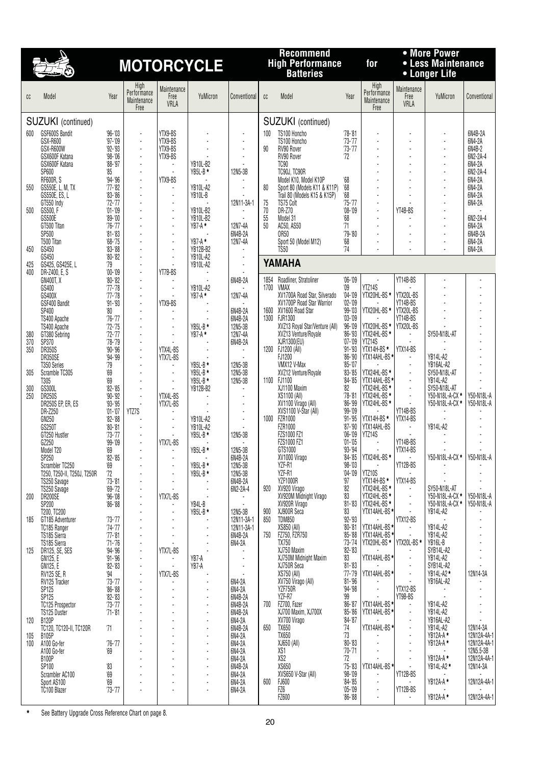# MOTORCYCLE

**Recommend High Performance Batteries for**
- **More Power**
- **Less Maintenance**
- **Longer Life**

## SUZUKI (continued)

| cc | Model | Year | High Performance Maintenance Free | Maintenance Free VRLA | YuMicron | Conventional |
|---|---|---|---|---|---|---|
| 600 | GSF600S Bandit | '96-'03 | - | YTX9-BS | - | - |
| | GSX-R600 | '97-'09 | - | YTX9-BS | - | - |
| | GSX-R600W | '92-'93 | - | YTX9-BS | - | - |
| | GSX600F Katana | '98-'06 | - | YTX9-BS | - | - |
| | GSX600F Katana | '88-'97 | - | - | YB10L-B2 | - |
| | SP600 | '85 | - | - | YB5L-B * | 12N5-3B |
| | RF600R, S | '94-'96 | - | YTX9-BS | - | - |
| 550 | GS550E, L, M, TX | '77-'82 | - | - | YB10L-A2 | - |
| | GS550E, ES, L | '83-'86 | - | - | YB10L-B | - |
| | GT550 Indy | '72-'77 | - | - | - | 12N11-3A-1 |
| 500 | GS500, F | '01-'09 | - | - | YB10L-B2 | - |
| | GS500E | '89-'00 | - | - | YB10L-B2 | - |
| | GT500 Titan | '76-'77 | - | - | YB7-A * | 12N7-4A |
| | SP500 | '81-'83 | - | - | - | 6N4B-2A |
| | T500 Titan | '68-'75 | - | - | YB7-A * | 12N7-4A |
| 450 | GS450 | '83-'88 | - | - | YB12B-B2 | - |
| | GS450 | '80-'82 | - | - | YB10L-A2 | - |
| 425 | GS425, GS425E, L | '79 | - | - | YB10L-A2 | - |
| 400 | DR-Z400, E, S | '00-'09 | - | YT7B-BS | - | - |
| | GN400T, X | '80-'82 | - | - | - | 6N4B-2A |
| | GS400 | '77-'78 | - | - | YB10L-A2 | - |
| | GS400X | '77-'78 | - | - | YB7-A * | 12N7-4A |
| | GSF400 Bandit | '91-'93 | - | YTX9-BS | - | - |
| | SP400 | '80 | - | - | - | 6N4B-2A |
| | TS400 Apache | '76-'77 | - | - | - | 6N4B-2A |
| | TS400 Apache | '72-'75 | - | - | YB5L-B * | 12N5-3B |
| 380 | GT380 Sebring | '72-'77 | - | - | YB7-A * | 12N7-4A |
| 370 | SP370 | '78-'79 | - | - | - | 6N4B-2A |
| 350 | DR350S | '90-'96 | - | YTX4L-BS | - | - |
| | DR350SE | '94-'99 | - | YTX7L-BS | - | - |
| | T350 Series | '79 | - | - | YB5L-B * | 12N5-3B |
| 305 | Scramble TC305 | '69 | - | - | YB5L-B * | 12N5-3B |
| | T305 | '69 | - | - | YB5L-B * | 12N5-3B |
| 300 | GS300L | '82-'85 | - | - | YB12B-B2 | - |
| 250 | DR250S | '90-'92 | - | YTX4L-BS | - | - |
| | DR250S EP, ER, ES | '93-'95 | - | YTX7L-BS | - | - |
| | DR-Z250 | '01-'07 | YTZ7S | - | - | - |
| | GN250 | '82-'88 | - | - | YB10L-A2 | - |
| | GS250T | '80-'81 | - | - | YB10L-A2 | - |
| | GT250 Hustler | '73-'77 | - | - | YB5L-B * | 12N5-3B |
| | GZ250 | '99-'09 | - | YTX7L-BS | - | - |
| | Model T20 | '69 | - | - | YB5L-B * | 12N5-3B |
| | SP250 | '82-'85 | - | - | - | 6N4B-2A |
| | Scrambler TC250 | '69 | - | - | YB5L-B * | 12N5-3B |
| | T250, T250-II, T250J, T250R | '72 | - | - | YB5L-B * | 12N5-3B |
| | TS250 Savage | '73-'81 | - | - | - | 6N4B-2A |
| | TS250 Savage | '69-'72 | - | - | - | 6N2-2A-4 |
| 200 | DR200SE | '96-'08 | - | YTX7L-BS | - | - |
| | SP200 | '86-'88 | - | - | YB4L-B | - |
| | T200, TC200 | | - | - | YB5L-B * | 12N5-3B |
| 185 | GT185 Adventurer | '73-'77 | - | - | - | 12N11-3A-1 |
| | TC185 Ranger | '74-'77 | - | - | - | 12N11-3A-1 |
| | TS185 Sierra | '77-'81 | - | - | - | 6N4B-2A |
| | TS185 Sierra | '71-'76 | - | - | - | 6N4-2A |
| 125 | DR125, SE, SES | '94-'96 | - | YTX7L-BS | - | - |
| | GN125, E | '91-'96 | - | - | YB7-A | - |
| | GN125, E | '82-'83 | - | - | YB7-A | - |
| | RV125 SE, R | '94 | - | YTX7L-BS | - | - |
| | RV125 Tracker | '73-'77 | - | - | - | 6N4-2A |
| | SP125 | '86-'88 | - | - | - | 6N4-2A |
| | SP125 | '82-'83 | - | - | - | 6N4B-2A |
| | TC125 Prospector | '73-'77 | - | - | - | 6N4B-2A |
| | TS125 Duster | '71-'81 | - | - | - | 6N4B-2A |
| 120 | B120P | | - | - | - | 6N4-2A |
| | TC120, TC120-II, TC120R | '71 | - | - | - | 6N4B-2A |
| 105 | B105P | | - | - | - | 6N4-2A |
| 100 | A100 Go-fer | '76-'77 | - | - | - | 6N4-2A |
| | A100 Go-fer | '69 | - | - | - | 6N4-2A |
| | B100P | | - | - | - | 6N4-2A |
| | SP100 | '83 | - | - | - | 6N4B-2A |
| | Scrambler AC100 | '69 | - | - | - | 6N4-2A |
| | Sport AS100 | '69 | - | - | - | 6N4-2A |
| | TC100 Blazer | '73-'77 | - | - | - | 6N4-2A |
| 100 | TS100 Honcho | '78-'81 | - | - | - | 6N4B-2A |
| | TS100 Honcho | '73-'77 | - | - | - | 6N4-2A |
| 90 | RV90 Rover | '73-'77 | - | - | - | 6N4B-2 |
| | RV90 Rover | '72 | - | - | - | 6N2-2A-4 |
| | TC90 | | - | - | - | 6N4-2A |
| | TC90J, TC90R | | - | - | - | 6N2-2A-4 |
| | Model K10, Model K10P | '68 | - | - | - | 6N4-2A |
| 80 | Sport 80 (Models K11 & K11P) | '68 | - | - | - | 6N4-2A |
| | Trail 80 (Models K15 & K15P) | '68 | - | - | - | 6N4-2A |
| 75 | TS75 Colt | '75-'77 | - | - | - | 6N4-2A |
| 70 | DR-Z70 | '08-'09 | - | YT4B-BS | - | - |
| 55 | Model 31 | '68 | - | - | - | 6N2-2A-4 |
| 50 | AC50, AS50 | '71 | - | - | - | 6N4-2A |
| | OR50 | '79-'80 | - | - | - | 6N4B-2A |
| | Sport 50 (Model M12) | '68 | - | - | - | 6N4-2A |
| | TS50 | '74 | - | - | - | 6N4-2A |

## YAMAHA

| cc | Model | Year | High Performance Maintenance Free | Maintenance Free VRLA | YuMicron | Conventional |
|---|---|---|---|---|---|---|
| 1854 | Roadliner, Stratoliner | '06-'09 | - | YT14B-BS | - | - |
| 1700 | VMAX | '09 | YTZ14S | - | - | - |
| | XV1700A Road Star, Silverado | '04-'09 | YTX20HL-BS * | YTX20L-BS | - | - |
| | XV1700P Road Star Warrior | '02-'09 | - | YT14B-BS | - | - |
| 1600 | XV1600 Road Star | '99-'03 | YTX20HL-BS * | YTX20L-BS | - | - |
| 1300 | FJR1300 | '03-'09 | - | YT14B-BS | - | - |
| | XVZ13 Royal Star/Venture (All) | '96-'09 | YTX20HL-BS * | YTX20L-BS | - | - |
| | XVZ13 Venture/Royale | '86-'93 | YTX24HL-BS * | - | SY50-N18L-AT | - |
| | XJR1300(EU) | '07-'09 | YTZ14S | - | - | - |
| 1200 | FJ1200 (All) | '91-'93 | YTX14H-BS * | YTX14-BS | - | - |
| | FJ1200 | '86-'90 | YTX14AHL-BS * | - | YB14L-A2 | - |
| | VMX12 V-Max | '85-'07 | - | - | YB16AL-A2 | - |
| | XVZ12 Venture/Royale | '83-'85 | YTX24HL-BS * | - | SY50-N18L-AT | - |
| 1100 | FJ1100 | '84-'85 | YTX14AHL-BS * | - | YB14L-A2 | - |
| | XJ1100 Maxim | '82 | YTX24HL-BS * | - | SY50-N18L-AT | - |
| | XS1100 (All) | '78-'81 | YTX24HL-BS * | - | Y50-N18L-A-CX * | Y50-N18L-A |
| | XV1100 Virago (All) | '86-'99 | YTX24HL-BS * | - | Y50-N18L-A-CX * | Y50-N18L-A |
| | XVS1100 V-Star (All) | '99-'09 | - | YT14B-BS | - | - |
| 1000 | FZR1000 | '91-'95 | YTX14H-BS * | YTX14-BS | - | - |
| | FZR1000 | '87-'90 | YTX14AHL-BS | - | YB14L-A2 | - |
| | FZS1000 FZ1 | '06-'09 | YTZ14S | - | - | - |
| | FZS1000 FZ1 | '01-'05 | - | YT14B-BS | - | - |
| | GTS1000 | '93-'94 | - | YTX14-BS | - | - |
| | XV1000 Virago | '84-'85 | YTX24HL-BS * | - | Y50-N18L-A-CX * | Y50-N18L-A |
| | YZF-R1 | '98-'03 | - | YT12B-BS | - | - |
| | YZF-R1 | '04-'09 | YTZ10S | - | - | - |
| | YZF1000R | '97 | YTX14H-BS * | YTX14-BS | - | - |
| 920 | XV920 Virago | '82 | YTX24HL-BS * | - | SY50-N18L-AT | - |
| | XV920M Midnight Virago | '83 | YTX24HL-BS * | - | Y50-N18L-A-CX * | Y50-N18L-A |
| | XV920R Virago | '81-'83 | YTX24HL-BS * | - | Y50-N18L-A-CX * | Y50-N18L-A |
| 900 | XJ900R Seca | '83 | YTX14AHL-BS * | - | YB14L-A2 | - |
| 850 | TDM850 | '92-'93 | - | YTX12-BS | - | - |
| | XS850 (All) | '80-'81 | YTX14AHL-BS * | - | YB14L-A2 | - |
| 750 | FZ750, FZR750 | '85-'88 | YTX14AHL-BS * | - | YB14L-A2 | - |
| | TX750 | '73-'74 | YTX20HL-BS * | YTX20L-BS * | YB16L-B | - |
| | XJ750 Maxim | '82-'83 | - | - | SYB14L-A2 | - |
| | XJ750M Midnight Maxim | '83 | YTX14AHL-BS * | - | YB14L-A2 | - |
| | XJ750R Seca | '81-'83 | - | - | SYB14L-A2 | - |
| | XS750 (All) | '77-'79 | YTX14AHL-BS * | - | YB14L-A2 * | 12N14-3A |
| | XV750 Virago (All) | '81-'96 | - | - | YB16AL-A2 | - |
| | YZF750R | '94-'98 | - | YTX12-BS | - | - |
| | YZF-R7 | '99 | - | YT9B-BS | - | - |
| 700 | FZ700, Fazer | '86-'87 | YTX14AHL-BS * | - | YB14L-A2 | - |
| | XJ700 Maxim, XJ700X | '85-'86 | YTX14AHL-BS * | - | YB14L-A2 | - |
| | XV700 Virago | '84-'87 | - | - | YB16AL-A2 | - |
| 650 | TX650 | '74 | YTX14AHL-BS * | - | YB14L-A2 | 12N14-3A |
| | TX650 | '73 | - | - | YB12A-A * | 12N12A-4A-1 |
| | XJ650 (All) | '80-'83 | - | - | YB12A-A * | 12N12A-4A-1 |
| | XS1 | '70-'71 | - | - | - | 12N5.5-3B |
| | XS2 | '72 | - | - | YB12A-A * | 12N12A-4A-1 |
| | XS650 | '75-'83 | YTX14AHL-BS * | - | YB14L-A2 * | 12N14-3A |
| | XVS650 V-Star (All) | '98-'09 | - | YT12B-BS | - | - |
| 600 | FJ600 | '84-'85 | - | - | YB12A-A * | 12N12A-4A-1 |
| | FZ6 | '05-'09 | - | YT12B-BS | - | - |
| | FZ600 | '86-'88 | - | - | YB12A-A * | 12N12A-4A-1 |

\* See Battery Upgrade Cross Reference Chart on page 8.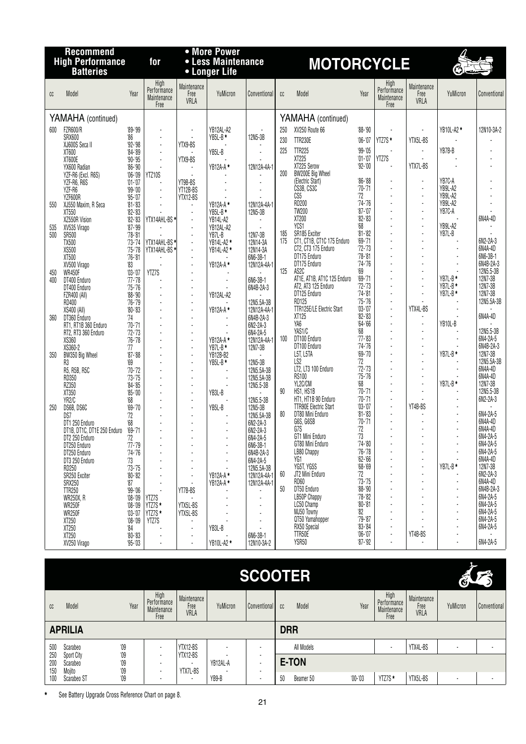# Recommend High Performance Batteries for

- More Power
- Less Maintenance
- Longer Life

## MOTORCYCLE

### YAMAHA (continued)

| cc | Model | Year | High Performance Maintenance Free | Maintenance Free VRLA | YuMicron | Conventional |
|---|---|---|---|---|---|---|
| 600 | FZR600/R | '89-'99 | - | - | YB12AL-A2 | - |
| | SRX600 | '86 | - | - | YB5L-B * | 12N5-3B |
| | XJ600S Seca II | '92-'98 | - | YTX9-BS | - | - |
| | XT600 | '84-'89 | - | - | YB5L-B | - |
| | XT600E | '90-'95 | - | YTX9-BS | - | - |
| | YX600 Radian | '86-'90 | - | - | YB12A-A * | 12N12A-4A-1 |
| | YZF-R6 (Excl. R6S) | '06-'09 | YTZ10S | - | - | - |
| | YZF-R6, R6S | '01-'07 | - | YT9B-BS | - | - |
| | YZF-R6 | '99-'00 | - | YT12B-BS | - | - |
| | YZF600R | '95-'07 | - | YTX12-BS | - | - |
| 550 | XJ550 Maxim, R Seca | '81-'83 | - | - | YB12A-A * | 12N12A-4A-1 |
| | XT550 | '82-'83 | - | - | YB5L-B * | 12N5-3B |
| | XZ550R Vision | '82-'83 | YTX14AHL-BS * | - | YB14L-A2 | - |
| 535 | XV535 Virago | '87-'99 | - | - | YB12AL-A2 | - |
| 500 | SR500 | '78-'81 | - | - | YB7L-B | 12N7-3B |
| | TX500 | '73-'74 | YTX14AHL-BS * | - | YB14L-A2 * | 12N14-3A |
| | XS500 | '75-'78 | YTX14AHL-BS * | - | YB14L-A2 * | 12N14-3A |
| | XT500 | '76-'81 | - | - | - | 6N6-3B-1 |
| | XV500 Virago | '83 | - | - | YB12A-A * | 12N12A-4A-1 |
| 450 | WR450F | '03-'07 | YTZ7S | - | - | - |
| 400 | DT400 Enduro | '77-'78 | - | - | - | 6N6-3B-1 |
| | DT400 Enduro | '75-'76 | - | - | - | 6N4B-2A-3 |
| | FZR400 (All) | '88-'90 | - | - | YB12AL-A2 | - |
| | RD400 | '76-'79 | - | - | - | 12N5.5A-3B |
| | XS400 (All) | '80-'83 | - | - | YB12A-A * | 12N12A-4A-1 |
| 360 | DT360 Enduro | '74 | - | - | - | 6N4B-2A-3 |
| | RT1, RT1B 360 Enduro | '70-'71 | - | - | - | 6N2-2A-3 |
| | RT2, RT3 360 Enduro | '72-'73 | - | - | - | 6N4-2A-5 |
| | XS360 | '76-'78 | - | - | YB12A-A * | 12N12A-4A-1 |
| | XS360-2 | '77 | - | - | YB7L-B * | 12N7-3B |
| 350 | BW350 Big Wheel | '87-'88 | - | - | YB12B-B2 | - |
| | R3 | '69 | - | - | YB5L-B * | 12N5-3B |
| | R5, R5B, R5C | '70-'72 | - | - | - | 12N5.5A-3B |
| | RD350 | '73-'75 | - | - | - | 12N5.5A-3B |
| | RZ350 | '84-'85 | - | - | - | 12N5.5-3B |
| | XT350 | '85-'00 | - | - | YB3L-B | - |
| | YR2/C | '68 | - | - | - | 12N5.5-3B |
| 250 | DS6B, DS6C | '69-'70 | - | - | YB5L-B | 12N5-3B |
| | DS7 | '72 | - | - | - | 12N5.5A-3B |
| | DT1 250 Enduro | '68 | - | - | - | 6N2-2A-3 |
| | DT1B, DT1C, DT1E 250 Enduro | '69-'71 | - | - | - | 6N2-2A-3 |
| | DT2 250 Enduro | '72 | - | - | - | 6N4-2A-5 |
| | DT250 Enduro | '77-'79 | - | - | - | 6N6-3B-1 |
| | DT250 Enduro | '74-'76 | - | - | - | 6N4B-2A-3 |
| | DT3 250 Enduro | '73 | - | - | - | 6N4-2A-5 |
| | RD250 | '73-'75 | - | - | - | 12N5.5A-3B |
| | SR250 Exciter | '80-'82 | - | - | YB12A-A * | 12N12A-4A-1 |
| | SRX250 | '87 | - | - | YB12A-A * | 12N12A-4A-1 |
| | TTR250 | '99-'06 | - | YT7B-BS | - | - |
| | WR250X, R | '08-'09 | YTZ7S | - | - | - |
| | WR250F | '08-'09 | YTZ7S * | YTX5L-BS | - | - |
| | WR250F | '03-'07 | YTZ7S * | YTX5L-BS | - | - |
| | XT250 | '08-'09 | YTZ7S | - | - | - |
| | XT250 | '84 | - | - | YB3L-B | - |
| | XT250 | '80-'83 | - | - | - | 6N6-3B-1 |
| | XV250 Virago | '95-'03 | - | - | YB10L-A2 * | 12N10-3A-2 |

### YAMAHA (continued)

| cc | Model | Year | High Performance Maintenance Free | Maintenance Free VRLA | YuMicron | Conventional |
|---|---|---|---|---|---|---|
| 250 | XV250 Route 66 | '88-'90 | - | - | YB10L-A2 * | 12N10-3A-2 |
| 230 | TTR230E | '06-'07 | YTZ7S * | YTX5L-BS | - | - |
| 225 | TTR225 | '99-'05 | - | - | YB7B-B | - |
| | XT225 | '01-'07 | YTZ7S | - | - | - |
| | XT225 Serow | '92-'00 | - | YTX7L-BS | - | - |
| 200 | BW200E Big Wheel (Electric Start) | '86-'88 | - | - | YB7C-A | - |
| | CS3B, CS3C | '70-'71 | - | - | YB9L-A2 | - |
| | CS5 | '72 | - | - | YB9L-A2 | - |
| | RD200 | '74-'76 | - | - | YB9L-A2 | - |
| | TW200 | '87-'07 | - | - | YB7C-A | - |
| | XT200 | '82-'83 | - | - | - | 6N4A-4D |
| | YCS1 | '68 | - | - | YB9L-A2 | - |
| 185 | SR185 Exciter | '81-'82 | - | - | YB7L-B | - |
| 175 | CT1, CT1B, CT1C 175 Enduro | '69-'71 | - | - | - | 6N2-2A-3 |
| | CT2, CT3 175 Enduro | '72-'73 | - | - | - | 6N4A-4D |
| | DT175 Enduro | '78-'81 | - | - | - | 6N6-3B-1 |
| | DT175 Enduro | '74-'76 | - | - | - | 6N4B-2A-3 |
| 125 | AS2C | '69 | - | - | - | 12N5.5-3B |
| | AT1E, AT1B, AT1C 125 Enduro | '69-'71 | - | - | YB7L-B * | 12N7-3B |
| | AT2, AT3 125 Enduro | '72-'73 | - | - | YB7L-B * | 12N7-3B |
| | DT125 Enduro | '74-'81 | - | - | YB7L-B * | 12N7-3B |
| | RD125 | '75-'76 | - | - | - | 12N5.5A-3B |
| | TTR125E/LE Electric Start | '03-'07 | - | YTX4L-BS | - | - |
| | XT125 | '82-'83 | - | - | - | 6N4A-4D |
| | YA6 | '64-'66 | - | - | YB10L-B | - |
| | YAS1/C | '68 | - | - | - | 12N5.5-3B |
| 100 | DT100 Enduro | '77-'83 | - | - | - | 6N4-2A-5 |
| | DT100 Enduro | '74-'76 | - | - | - | 6N4B-2A-3 |
| | L5T, L5TA | '69-'70 | - | - | YB7L-B * | 12N7-3B |
| | LS2 | '72 | - | - | - | 12N5.5A-3B |
| | LT2, LT3 100 Enduro | '72-'73 | - | - | - | 6N4A-4D |
| | RS100 | '75-'76 | - | - | - | 6N4A-4D |
| | YL2C/CM | '68 | - | - | YB7L-B * | 12N7-3B |
| 90 | HS1, HS1B | '70-'71 | - | - | - | 12N5.5-3B |
| | HT1, HT1B 90 Enduro | '70-'71 | - | - | - | 6N2-2A-3 |
| | TTR90E Electric Start | '03-'07 | - | YT4B-BS | - | - |
| 80 | DT80 Mini Enduro | '81-'83 | - | - | - | 6N4-2A-5 |
| | G6S, G6SB | '70-'71 | - | - | - | 6N4A-4D |
| | G7S | '72 | - | - | - | 6N4A-4D |
| | GT1 Mini Enduro | '73 | - | - | - | 6N4-2A-5 |
| | GT80 Mini Enduro | '74-'80 | - | - | - | 6N4-2A-5 |
| | LB80 Chappy | '76-'78 | - | - | - | 6N4-2A-5 |
| | YG1 | '62-'66 | - | - | - | 6N4A-4D |
| | YG5T, YG5S | '68-'69 | - | - | YB7L-B * | 12N7-3B |
| 60 | JT2 Mini Enduro | '72 | - | - | - | 6N2-2A-3 |
| | RD60 | '73-'75 | - | - | - | 6N4A-4D |
| 50 | DT50 Enduro | '88-'90 | - | - | - | 6N4B-2A-3 |
| | LB50P Chappy | '78-'82 | - | - | - | 6N4-2A-5 |
| | LC50 Champ | '80-'81 | - | - | - | 6N4-2A-5 |
| | MJ50 Towny | '82 | - | - | - | 6N4-2A-5 |
| | QT50 Yamahopper | '79-'87 | - | - | - | 6N4-2A-5 |
| | RX50 Special | '83-'84 | - | - | - | 6N4-2A-5 |
| | TTR50E | '06-'07 | - | YT4B-BS | - | - |
| | YSR50 | '87-'92 | - | - | - | 6N4-2A-5 |

## SCOOTER

### APRILIA

| cc | Model | Year | High Performance Maintenance Free | Maintenance Free VRLA | YuMicron | Conventional |
|---|---|---|---|---|---|---|
| 500 | Scarabeo | '09 | - | YTX12-BS | - | - |
| 250 | Sport City | '09 | - | YTX12-BS | - | - |
| 200 | Scarabeo | '09 | - | - | YB12AL-A | - |
| 150 | Mojito | '09 | - | YTX7L-BS | - | - |
| 100 | Scarabeo ST | '09 | - | - | YB9-B | - |

### DRR

| cc | Model | Year | High Performance Maintenance Free | Maintenance Free VRLA | YuMicron | Conventional |
|---|---|---|---|---|---|---|
| | All Models | | - | YTX4L-BS | - | - |

### E-TON

| cc | Model | Year | High Performance Maintenance Free | Maintenance Free VRLA | YuMicron | Conventional |
|---|---|---|---|---|---|---|
| 50 | Beamer 50 | '00-'03 | YTZ7S * | YTX5L-BS | - | - |

\* See Battery Upgrade Cross Reference Chart on page 8.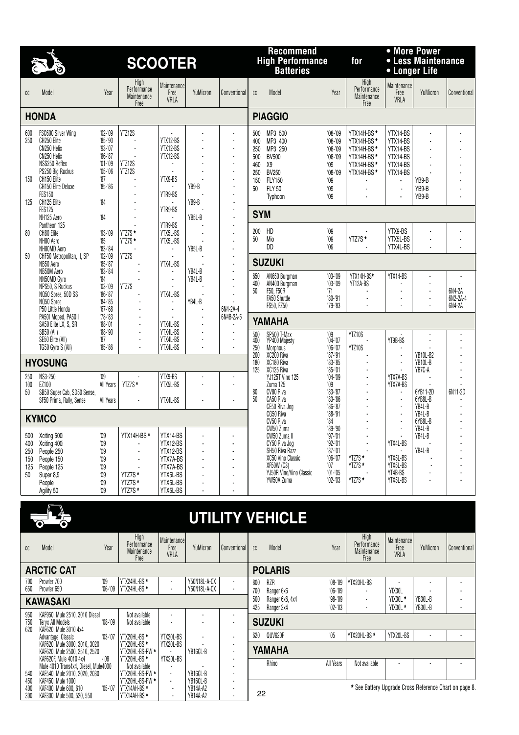# SCOOTER

**Recommend High Performance Batteries for**
- **More Power**
- **Less Maintenance**
- **Longer Life**

## HONDA

| cc | Model | Year | High Performance Maintenance Free | Maintenance Free VRLA | YuMicron | Conventional |
|---|---|---|---|---|---|---|
| 600 | FSC600 Silver Wing | '02-'09 | YTZ12S | - | - | - |
| 250 | CH250 Elite | '85-'90 | - | YTX12-BS | - | - |
| | CN250 Helix | '93-'07 | - | YTX12-BS | - | - |
| | CN250 Helix | '86-'87 | - | YTX12-BS | - | - |
| | NSS250 Reflex | '01-'09 | YTZ12S | - | - | - |
| | PS250 Big Ruckus | '05-'06 | YTZ12S | - | - | - |
| 150 | CH150 Elite | '87 | - | YTX9-BS | - | - |
| | CH150 Elite Deluxe | '85-'86 | - | - | YB9-B | - |
| | FES150 | | - | YTR9-BS | - | - |
| 125 | CH125 Elite | '84 | - | - | YB9-B | - |
| | FES125 | | - | YTR9-BS | - | - |
| | NH125 Aero | '84 | - | - | YB5L-B | - |
| | Pantheon 125 | | - | YTR9-BS | - | - |
| 80 | CH80 Elite | '93-'09 | YTZ7S * | YTX5L-BS | - | - |
| | NH80 Aero | '85 | YTZ7S * | YTX5L-BS | - | - |
| | NH80MD Aero | '83-'84 | - | - | YB5L-B | - |
| 50 | CHF50 Metropolitan, II, SP | '02-'09 | YTZ7S | - | - | - |
| | NB50 Aero | '85-'87 | - | YTX4L-BS | - | - |
| | NB50M Aero | '83-'84 | - | - | YB4L-B | - |
| | NN50MD Gyro | '84 | - | - | YB4L-B | - |
| | NPS50, S Ruckus | '03-'09 | YTZ7S | - | - | - |
| | NQ50 Spree, 50D SS | '86-'87 | - | YTX4L-BS | - | - |
| | NQ50 Spree | '84-'85 | - | - | YB4L-B | - |
| | P50 Little Honda | '67-'68 | - | - | - | 6N4-2A-4 |
| | PA50I Moped, PA50II | '78-'83 | - | - | - | 6N4B-2A-5 |
| | SA50 Elite LX, S, SR | '88-'01 | - | YTX4L-BS | - | - |
| | SB50 (All) | '88-'90 | - | YTX4L-BS | - | - |
| | SE50 Elite (All) | '87 | - | YTX4L-BS | - | - |
| | TG50 Gyro S (All) | '85-'86 | - | YTX4L-BS | - | - |

## HYOSUNG

| cc | Model | Year | High Performance Maintenance Free | Maintenance Free VRLA | YuMicron | Conventional |
|---|---|---|---|---|---|---|
| 250 | NS3-250 | '09 | - | YTX9-BS | - | - |
| 100 | EZ100 | All Years | YTZ7S * | YTX5L-BS | - | - |
| 50 | SB50 Super Cab, SD50 Sense, SF50 Prima, Rally, Sense | All Years | - | YTX4L-BS | - | - |

## KYMCO

| cc | Model | Year | High Performance Maintenance Free | Maintenance Free VRLA | YuMicron | Conventional |
|---|---|---|---|---|---|---|
| 500 | Xciting 500i | '09 | YTX14H-BS * | YTX14-BS | - | - |
| 400 | Xciting 400i | '09 | - | YTX12-BS | - | - |
| 250 | People 250 | '09 | - | YTX12-BS | - | - |
| 150 | People 150 | '09 | - | YTX7A-BS | - | - |
| 125 | People 125 | '09 | - | YTX7A-BS | - | - |
| 50 | Super 8,9 | '09 | YTZ7S * | YTX5L-BS | - | - |
| | People | '09 | YTZ7S * | YTX5L-BS | - | - |
| | Agility 50 | '09 | YTZ7S * | YTX5L-BS | - | - |

## PIAGGIO

| cc | Model | Year | High Performance Maintenance Free | Maintenance Free VRLA | YuMicron | Conventional |
|---|---|---|---|---|---|---|
| 500 | MP3 500 | '08-'09 | YTX14H-BS * | YTX14-BS | - | - |
| 400 | MP3 400 | '08-'09 | YTX14H-BS * | YTX14-BS | - | - |
| 250 | MP3 250 | '08-'09 | YTX14H-BS * | YTX14-BS | - | - |
| 500 | BV500 | '08-'09 | YTX14H-BS * | YTX14-BS | - | - |
| 460 | X9 | '09 | YTX14H-BS * | YTX14-BS | - | - |
| 250 | BV250 | '08-'09 | YTX14H-BS * | YTX14-BS | - | - |
| 150 | FLY150 | '09 | - | - | YB9-B | - |
| 50 | FLY 50 | '09 | - | - | YB9-B | - |
| | Typhoon | '09 | - | - | YB9-B | - |

## SYM

| cc | Model | Year | High Performance Maintenance Free | Maintenance Free VRLA | YuMicron | Conventional |
|---|---|---|---|---|---|---|
| 200 | HD | '09 | - | YTX9-BS | - | - |
| 50 | Mio | '09 | YTZ7S * | YTX5L-BS | - | - |
| | DD | '09 | - | YTX4L-BS | - | - |

## SUZUKI

| cc | Model | Year | High Performance Maintenance Free | Maintenance Free VRLA | YuMicron | Conventional |
|---|---|---|---|---|---|---|
| 650 | AN650 Burgman | '03-'09 | YTX14H-BS* | YTX14-BS | - | - |
| 400 | AN400 Burgman | '03-'09 | YT12A-BS | - | - | - |
| 50 | F50, F50R | '71 | - | - | - | 6N4-2A |
| | FA50 Shuttle | '80-'91 | - | - | - | 6N2-2A-4 |
| | FS50, FZ50 | '79-'83 | - | - | - | 6N4-2A |

## YAMAHA

| cc | Model | Year | High Performance Maintenance Free | Maintenance Free VRLA | YuMicron | Conventional |
|---|---|---|---|---|---|---|
| 500 | SP500 T-Max | '09 | YTZ10S | - | - | - |
| 400 | YP400 Majesty | '04-'07 | - | YT9B-BS | - | - |
| 250 | Morphous | '06-'07 | YTZ10S | - | - | - |
| 200 | XC200 Riva | '87-'91 | - | - | YB10L-B2 | - |
| 180 | XC180 Riva | '83-'85 | - | - | YB10L-B | - |
| 125 | XC125 Riva | '85-'01 | - | - | YB7C-A | - |
| | YJ125T Vino 125 | '04-'09 | - | YTX7A-BS | - | - |
| | Zuma 125 | '09 | - | YTX7A-BS | - | - |
| 80 | CV80 Riva | '83-'87 | - | - | 6YB11-2D | 6N11-2D |
| 50 | CA50 Riva | '83-'86 | - | - | 6YB8L-B | - |
| | CE50 Riva Jog | '86-'87 | - | - | YB4L-B | - |
| | CG50 Riva | '88-'91 | - | - | YB4L-B | - |
| | CV50 Riva | '84 | - | - | 6YB8L-B | - |
| | CW50 Zuma | '89-'90 | - | - | YB4L-B | - |
| | CW50 Zuma II | '97-'01 | - | - | YB4L-B | - |
| | CY50 Riva Jog | '92-'01 | - | YTX4L-BS | - | - |
| | SH50 Riva Razz | '87-'01 | - | - | YB4L-B | - |
| | XC50 Vino Classic | '06-'07 | YTZ7S * | YTX5L-BS | - | - |
| | XF50W (C3) | '07 | YTZ7S * | YTX5L-BS | - | - |
| | YJ50R Vino/Vino Classic | '01-'05 | - | YT4B-BS | - | - |
| | YW50A Zuma | '02-'03 | YTZ7S * | YTX5L-BS | - | - |

# UTILITY VEHICLE

## ARCTIC CAT

| cc | Model | Year | High Performance Maintenance Free | Maintenance Free VRLA | YuMicron | Conventional |
|---|---|---|---|---|---|---|
| 700 | Prowler 700 | '09 | YTX24HL-BS * | - | Y50N18L-A-CX | - |
| 650 | Prowler 650 | '06-'09 | YTX24HL-BS * | - | Y50N18L-A-CX | - |

## KAWASAKI

| cc | Model | Year | High Performance Maintenance Free | Maintenance Free VRLA | YuMicron | Conventional |
|---|---|---|---|---|---|---|
| 950 | KAF950, Mule 2510, 3010 Diesel | | Not available | - | - | - |
| 750 | Teryx All Models | '08-'09 | Not available | - | - | - |
| 620 | KAF620, Mule 3010 4x4 Advantage Classic | '03-'07 | YTX20HL-BS * | YTX20L-BS | - | - |
| | KAF620, Mule 3000, 3010, 3020 | | YTX20HL-BS * | YTX20L-BS | - | - |
| | KAF620, Mule 2500, 2510, 2520 | | YTX20HL-BS-PW * | - | YB16CL-B | - |
| | KAF620F, Mule 4010 4x4 | '09 | YTX20HL-BS * | YTX20L-BS | - | - |
| | Mule 4010 Trans4x4, Diesel, Mule4000 | | Not available | - | - | - |
| 540 | KAF540, Mule 2010, 2020, 2030 | | YTX20HL-BS-PW * | - | YB16CL-B | - |
| 450 | KAF450, Mule 1000 | | YTX20HL-BS-PW * | - | YB16CL-B | - |
| 400 | KAF400, Mule 600, 610 | '05-'07 | YTX14AH-BS * | - | YB14A-A2 | - |
| 300 | KAF300, Mule 500, 520, 550 | | YTX14AH-BS * | - | YB14A-A2 | - |

## POLARIS

| cc | Model | Year | High Performance Maintenance Free | Maintenance Free VRLA | YuMicron | Conventional |
|---|---|---|---|---|---|---|
| 800 | RZR | '08-'09 | YTX20HL-BS | - | - | - |
| 700 | Ranger 6x6 | '06-'09 | - | YIX30L | - | - |
| 500 | Ranger 6x6, 4x4 | '98-'09 | - | YIX30L * | YB30L-B | - |
| 425 | Ranger 2x4 | '02-'03 | - | YIX30L * | YB30L-B | - |

## SUZUKI

| cc | Model | Year | High Performance Maintenance Free | Maintenance Free VRLA | YuMicron | Conventional |
|---|---|---|---|---|---|---|
| 620 | QUV620F | '05 | YTX20HL-BS * | YTX20L-BS | - | - |

## YAMAHA

| cc | Model | Year | High Performance Maintenance Free | Maintenance Free VRLA | YuMicron | Conventional |
|---|---|---|---|---|---|---|
| | Rhino | All Years | Not available | - | - | - |

* See Battery Upgrade Cross Reference Chart on page 8.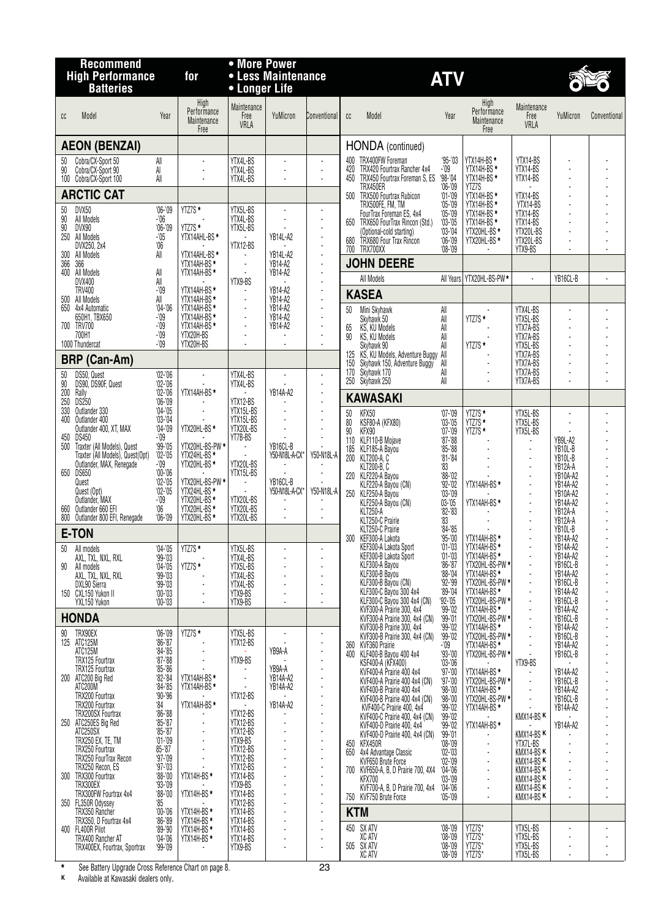# Recommend High Performance Batteries for ATV

• More Power
• Less Maintenance
• Longer Life

| cc | Model | Year | High Performance Maintenance Free | Maintenance Free VRLA | YuMicron | Conventional |
|---|---|---|---|---|---|---|
| **AEON (BENZAI)** | | | | | | |
| 50 | Cobra/CX-Sport 50 | All | - | YTX4L-BS | - | - |
| 90 | Cobra/CX-Sport 90 | Al | - | YTX4L-BS | - | - |
| 100 | Cobra/CX-Sport 100 | All | - | YTX4L-BS | - | - |
| **ARCTIC CAT** | | | | | | |
| 50 | DVX50 | '06-'09 | YTZ7S ★ | YTX5L-BS | - | - |
| 90 | All Models | -'06 | - | YTX4L-BS | - | - |
| 90 | DVX90 | '06-'09 | YTZ7S ★ | YTX5L-BS | - | - |
| 250 | All Models | -'05 | YTX14AHL-BS ★ | - | YB14L-A2 | - |
| | DVX250, 2x4 | '06 | - | YTX12-BS | - | - |
| 300 | All Models | All | YTX14AHL-BS ★ | - | YB14L-A2 | - |
| 366 | 366 | | YTX14AH-BS ★ | - | YB14-A2 | - |
| 400 | All Models | All | YTX14AH-BS ★ | - | YB14-A2 | - |
| | DVX400 | All | - | YTX9-BS | - | - |
| | TRV400 | -'09 | YTX14AH-BS ★ | - | YB14-A2 | - |
| 500 | All Models | All | YTX14AH-BS ★ | - | YB14-A2 | - |
| 650 | 4x4 Automatic | '04-'06 | YTX14AH-BS ★ | - | YB14-A2 | - |
| | 650H1, TBX650 | -'09 | YTX14AH-BS ★ | - | YB14-A2 | - |
| 700 | TRV700 | -'09 | YTX14AH-BS ★ | - | YB14-A2 | - |
| | 700H1 | -'09 | YTX20H-BS | - | - | - |
| 1000 | Thundercat | -'09 | YTX20H-BS | - | - | - |
| **BRP (Can-Am)** | | | | | | |
| 50 | DS50, Quest | '02-'06 | - | YTX4L-BS | - | - |
| 90 | DS90, DS90F, Quest | '02-'06 | - | YTX4L-BS | - | - |
| 200 | Rally | '02-'06 | YTX14AH-BS ★ | - | YB14A-A2 | - |
| 250 | DS250 | '06-'09 | - | YTX12-BS | - | - |
| 330 | Outlander 330 | '04-'05 | - | YTX15L-BS | - | - |
| 400 | Outlander 400 | '03-'04 | - | YTX15L-BS | - | - |
| | Outlander 400, XT, MAX | '04-'09 | YTX20HL-BS ★ | YTX20L-BS | - | - |
| 450 | DS450 | -'09 | - | YT7B-BS | - | - |
| 500 | Traxter (All Models), Quest | '99-'05 | YTX20HL-BS-PW ★ | - | YB16CL-B | - |
| | Traxter (All Models), Quest(Opt) | '02-'05 | YTX24HL-BS ★ | - | Y50-N18L-A-CX* | Y50-N18L-A |
| | Outlander, MAX, Renegade | -'09 | YTX20HL-BS ★ | YTX20L-BS | - | - |
| 650 | DS650 | '00-'06 | - | YTX15L-BS | - | - |
| | Quest | '02-'05 | YTX20HL-BS-PW ★ | - | YB16CL-B | - |
| | Quest (Opt) | '02-'05 | YTX24HL-BS ★ | - | Y50-N18L-A-CX* | Y50-N18L-A |
| | Outlander, MAX | -'09 | YTX20HL-BS ★ | YTX20L-BS | - | - |
| 660 | Outlander 660 EFI | '06 | YTX20HL-BS ★ | YTX20L-BS | - | - |
| 800 | Outlander 800 EFI, Renegade | '06-'09 | YTX20HL-BS ★ | YTX20L-BS | - | - |
| **E-TON** | | | | | | |
| 50 | All models | '04-'05 | YTZ7S ★ | YTX5L-BS | - | - |
| | AXL, TXL, NXL, RXL | '99-'03 | - | YTX4L-BS | - | - |
| 90 | All models | '04-'05 | YTZ7S ★ | YTX5L-BS | - | - |
| | AXL, TXL, NXL, RXL | '99-'03 | - | YTX4L-BS | - | - |
| | DXL90 Sierra | '99-'03 | - | YTX4L-BS | - | - |
| 150 | CXL150 Yukon II | '00-'03 | - | YTX9-BS | - | - |
| | YXL150 Yukon | '00-'03 | - | YTX9-BS | - | - |
| **HONDA** | | | | | | |
| 90 | TRX90EX | '06-'09 | YTZ7S ★ | YTX5L-BS | - | - |
| 125 | ATC125M | '86-'87 | - | YTX12-BS | - | - |
| | ATC125M | '84-'85 | - | - | YB9A-A | - |
| | TRX125 Fourtrax | '87-'88 | - | YTX9-BS | - | - |
| | TRX125 Fourtrax | '85-'86 | - | - | YB9A-A | - |
| 200 | ATC200 Big Red | '82-'84 | YTX14AH-BS ★ | - | YB14A-A2 | - |
| | ATC200M | '84-'85 | YTX14AH-BS ★ | - | YB14A-A2 | - |
| | TRX200 Fourtrax | '90-'96 | - | YTX12-BS | - | - |
| | TRX200 Fourtrax | '84 | YTX14AH-BS ★ | - | YB14A-A2 | - |
| | TRX200SX Fourtrax | '86-'88 | - | YTX12-BS | - | - |
| 250 | ATC250ES Big Red | '85-'87 | - | YTX12-BS | - | - |
| | ATC250SX | '85-'87 | - | YTX12-BS | - | - |
| | TRX250 EX, TE, TM | '01-'09 | - | YTX9-BS | - | - |
| | TRX250 Fourtrax | 85-'87 | - | YTX12-BS | - | - |
| | TRX250 FourTrax Recon | '97-'09 | - | YTX12-BS | - | - |
| | TRX250 Recon, ES | '97-'03 | - | YTX12-BS | - | - |
| 300 | TRX300 Fourtrax | '88-'00 | YTX14H-BS ★ | YTX14-BS | - | - |
| | TRX300EX | '93-'09 | - | YTX9-BS | - | - |
| | TRX300FW Fourtrax 4x4 | '88-'00 | YTX14H-BS ★ | YTX14-BS | - | - |
| 350 | FL350R Odyssey | '85 | - | YTX12-BS | - | - |
| | TRX350 Rancher | '00-'06 | YTX14H-BS ★ | YTX14-BS | - | - |
| | TRX350, D Fourtrax 4x4 | '86-'89 | YTX14H-BS ★ | YTX14-BS | - | - |
| 400 | FL400R Pilot | '89-'90 | YTX14H-BS ★ | YTX14-BS | - | - |
| | TRX400 Rancher AT | '04-'06 | YTX14H-BS ★ | YTX14-BS | - | - |
| | TRX400EX, Fourtrax, Sportrax | '99-'09 | - | YTX9-BS | - | - |
| **HONDA** (continued) | | | | | | |
| 400 | TRX400FW Foreman | '95-'03 | YTX14H-BS ★ | YTX14-BS | - | - |
| 420 | TRX420 Fourtrax Rancher 4x4 | -'09 | YTX14H-BS ★ | YTX14-BS | - | - |
| 450 | TRX450 Fourtrax Foreman S, ES | '98-'04 | YTX14H-BS ★ | YTX14-BS | - | - |
| | TRX450ER | '06-'09 | YTZ7S | - | - | - |
| 500 | TRX500 Fourtrax Rubicon | '01-'09 | YTX14H-BS ★ | YTX14-BS | - | - |
| | TRX500FE, FM, TM | '05-'09 | YTX14H-BS ★ | YTX14-BS | - | - |
| | FourTrax Foreman ES, 4x4 | '05-'09 | YTX14H-BS ★ | YTX14-BS | - | - |
| 650 | TRX650 FourTrax Rincon (Std.) | '03-'05 | YTX14H-BS ★ | YTX14-BS | - | - |
| | (Optional-cold starting) | '03-'04 | YTX20HL-BS ★ | YTX20L-BS | - | - |
| 680 | TRX680 Four Trax Rincon | '06-'09 | YTX20HL-BS ★ | YTX20L-BS | - | - |
| 700 | TRX700XX | '08-'09 | - | YTX9-BS | - | - |
| **JOHN DEERE** | | | | | | |
| | All Models | All Years | YTX20HL-BS-PW ★ | - | YB16CL-B | - |
| **KASEA** | | | | | | |
| 50 | Mini Skyhawk | All | - | YTX4L-BS | - | - |
| | Skyhawk 50 | All | YTZ7S ★ | YTX5L-BS | - | - |
| 65 | KS, KU Models | All | - | YTX7A-BS | - | - |
| 90 | KS, KU Models | All | - | YTX7A-BS | - | - |
| | Skyhawk 90 | All | YTZ7S ★ | YTX5L-BS | - | - |
| 125 | KS, KU Models, Adventure Buggy | All | - | YTX7A-BS | - | - |
| 150 | Skyhawk 150, Adventure Buggy | All | - | YTX7A-BS | - | - |
| 170 | Skyhawk 170 | All | - | YTX7A-BS | - | - |
| 250 | Skyhawk 250 | All | - | YTX7A-BS | - | - |
| **KAWASAKI** | | | | | | |
| 50 | KFX50 | '07-'09 | YTZ7S ★ | YTX5L-BS | - | - |
| 80 | KSF80-A (KFX80) | '03-'05 | YTZ7S ★ | YTX5L-BS | - | - |
| 90 | KFX90 | '07-'09 | YTZ7S ★ | YTX5L-BS | - | - |
| 110 | KLF110-B Mojave | '87-'88 | - | - | YB9L-A2 | - |
| 185 | KLF185-A Bayou | '85-'88 | - | - | YB10L-B | - |
| 200 | KLT200-A, C | '81-'84 | - | - | YB10L-B | - |
| | KLT200-B, C | '83 | - | - | YB12A-A | - |
| 220 | KLF220-A Bayou | '88-'02 | - | - | YB10A-A2 | - |
| | KLF220-A Bayou (CN) | '92-'02 | YTX14AH-BS ★ | - | YB14A-A2 | - |
| 250 | KLF250-A Bayou | '03-'09 | - | - | YB10A-A2 | - |
| | KLF250-A Bayou (CN) | 03-'05 | YTX14AH-BS ★ | - | YB14A-A2 | - |
| | KLT250-A | '82-'83 | - | - | YB12A-A | - |
| | KLT250-C Prairie | '83 | - | - | YB12A-A | - |
| | KLT250-C Prairie | '84-'85 | - | - | YB10L-B | - |
| 300 | KEF300-A Lakota | '95-'00 | YTX14AH-BS ★ | - | YB14A-A2 | - |
| | KEF300-A Lakota Sport | '01-'03 | YTX14AH-BS ★ | - | YB14A-A2 | - |
| | KEF300-B Lakota Sport | '01-'03 | YTX14AH-BS ★ | - | YB14A-A2 | - |
| | KLF300-A Bayou | '86-'87 | YTX20HL-BS-PW ★ | - | YB16CL-B | - |
| | KLF300-B Bayou | '88-'04 | YTX14AH-BS ★ | - | YB14A-A2 | - |
| | KLF300-B Bayou (CN) | '92-'99 | YTX20HL-BS-PW ★ | - | YB16CL-B | - |
| | KLF300-C Bayou 300 4x4 | '89-'04 | YTX14AH-BS ★ | - | YB14A-A2 | - |
| | KLF300-C Bayou 300 4x4 (CN) | '92-'05 | YTX20HL-BS-PW ★ | - | YB16CL-B | - |
| | KVF300-A Prairie 300, 4x4 | '99-'02 | YTX14AH-BS ★ | - | YB14A-A2 | - |
| | KVF300-A Prairie 300, 4x4 (CN) | '99-'01 | YTX20HL-BS-PW ★ | - | YB16CL-B | - |
| | KVF300-B Prairie 300, 4x4 | '99-'02 | YTX14AH-BS ★ | - | YB14A-A2 | - |
| | KVF300-B Prairie 300, 4x4 (CN) | '99-'02 | YTX20HL-BS-PW ★ | - | YB16CL-B | - |
| 360 | KVF360 Prairie | -'09 | YTX14AH-BS ★ | - | YB14A-A2 | - |
| 400 | KLF400-B Bayou 400 4x4 | '93-'00 | YTX20HL-BS-PW ★ | - | YB16CL-B | - |
| | KSF400-A (KFX400) | '03-'06 | - | YTX9-BS | - | - |
| | KVF400-A Prairie 400 4x4 | '97-'00 | YTX14AH-BS ★ | - | YB14A-A2 | - |
| | KVF400-A Prairie 400 4x4 (CN) | '97-'00 | YTX20HL-BS-PW ★ | - | YB16CL-B | - |
| | KVF400-B Prairie 400 4x4 | '98-'00 | YTX14AH-BS ★ | - | YB14A-A2 | - |
| | KVF400-B Prairie 400 4x4 (CN) | '98-'00 | YTX20HL-BS-PW ★ | - | YB16CL-B | - |
| | KVF400-C Prairie 400, 4x4 | '99-'02 | YTX14AH-BS ★ | - | YB14A-A2 | - |
| | KVF400-C Prairie 400, 4x4 (CN) | '99-'02 | - | KMX14-BS K | - | - |
| | KVF400-D Prairie 400, 4x4 | '99-'02 | YTX14AH-BS ★ | - | YB14A-A2 | - |
| | KVF400-D Prairie 400, 4x4 (CN) | '99-'01 | - | KMX14-BS K | - | - |
| 450 | KFX450R | '08-'09 | - | YTX7L-BS | - | - |
| 650 | 4x4 Advantage Classic | '02-'03 | - | KMX14-BS K | - | - |
| | KVF650 Brute Force | '02-'09 | - | KMX14-BS K | - | - |
| 700 | KVF650-A, B, D Prairie 700, 4X4 | '04-'06 | - | KMX14-BS K | - | - |
| | KFX700 | '03-'09 | - | KMX14-BS K | - | - |
| | KVF700-A, B, D Prairie 700, 4x4 | '04-'06 | - | KMX14-BS K | - | - |
| 750 | KVF750 Brute Force | '05-'09 | - | KMX14-BS K | - | - |
| **KTM** | | | | | | |
| 450 | SX ATV | '08-'09 | YTZ7S* | YTX5L-BS | - | - |
| | XC ATV | '08-'09 | YTZ7S* | YTX5L-BS | - | - |
| 505 | SX ATV | '08-'09 | YTZ7S* | YTX5L-BS | - | - |
| | XC ATV | '08-'09 | YTZ7S* | YTX5L-BS | - | - |

★ See Battery Upgrade Cross Reference Chart on page 8.
K Available at Kawasaki dealers only.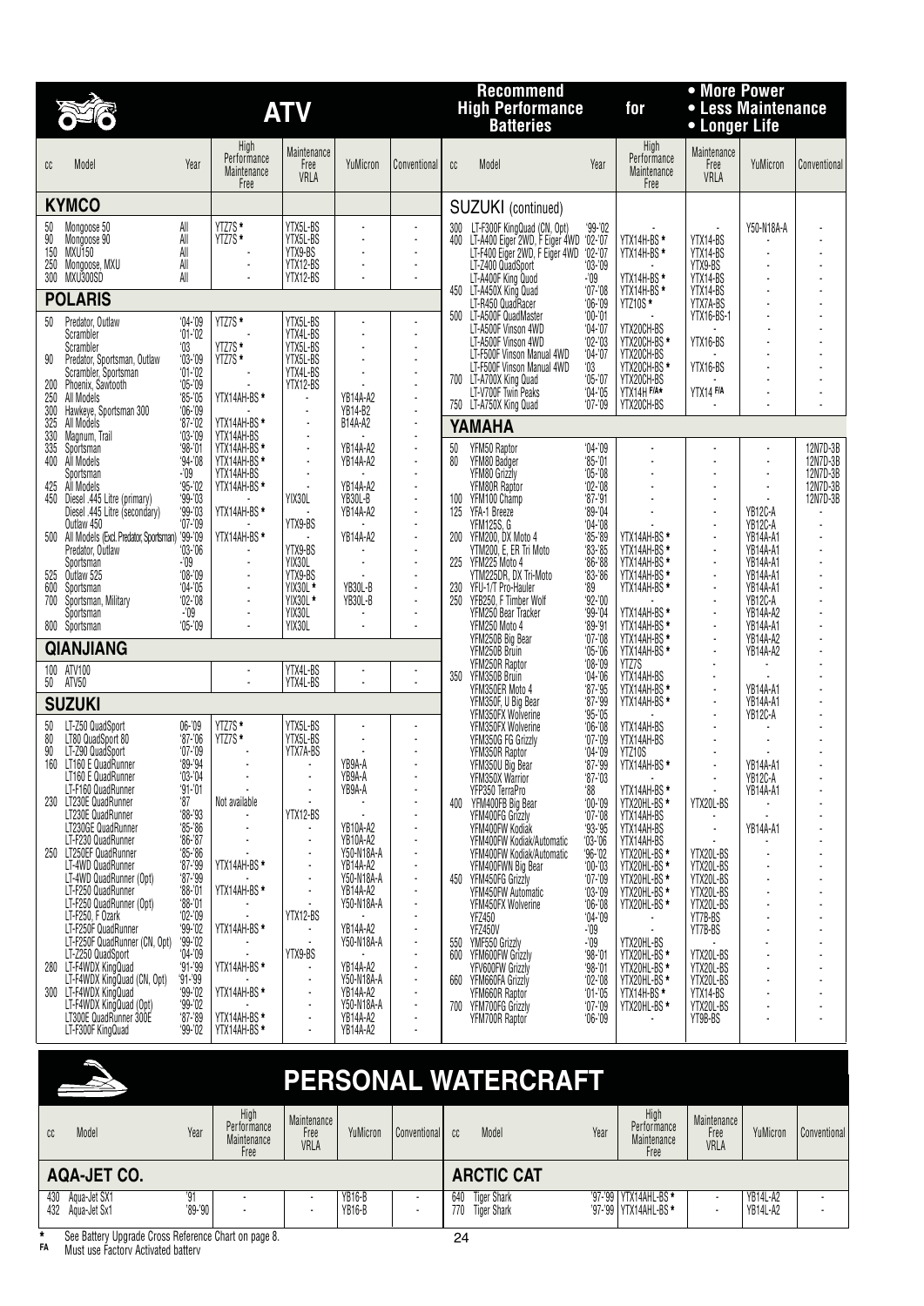# ATV

**Recommend High Performance Batteries for • More Power • Less Maintenance • Longer Life**

| cc | Model | Year | High Performance Maintenance Free | Maintenance Free VRLA | YuMicron | Conventional |
|---|---|---|---|---|---|---|
| **KYMCO** | | | | | | |
| 50 | Mongoose 50 | All | YTZ7S * | YTX5L-BS | - | - |
| 90 | Mongoose 90 | All | YTZ7S * | YTX5L-BS | - | - |
| 150 | MXU150 | All | - | YTX9-BS | - | - |
| 250 | Mongoose, MXU | All | - | YTX12-BS | - | - |
| 300 | MXU300SD | All | - | YTX12-BS | - | - |
| **POLARIS** | | | | | | |
| 50 | Predator, Outlaw | '04-'09 | YTZ7S * | YTX5L-BS | - | - |
| | Scrambler | '01-'02 | - | YTX4L-BS | - | - |
| | Scrambler | '03 | YTZ7S * | YTX5L-BS | - | - |
| 90 | Predator, Sportsman, Outlaw | '03-'09 | YTZ7S * | YTX5L-BS | - | - |
| | Scrambler, Sportsman | '01-'02 | - | YTX4L-BS | - | - |
| 200 | Phoenix, Sawtooth | '05-'09 | - | YTX12-BS | - | - |
| 250 | All Models | '85-'05 | YTX14AH-BS * | - | YB14A-A2 | - |
| 300 | Hawkeye, Sportsman 300 | '06-'09 | - | - | YB14-B2 | - |
| 325 | All Models | '87-'02 | YTX14AH-BS * | - | B14A-A2 | - |
| 330 | Magnum, Trail | '03-'09 | YTX14AH-BS | - | - | - |
| 335 | Sportsman | '98-'01 | YTX14AH-BS * | - | YB14A-A2 | - |
| 400 | All Models | '94-'08 | YTX14AH-BS * | - | YB14A-A2 | - |
| | Sportsman | -'09 | YTX14AH-BS | - | - | - |
| 425 | All Models | '95-'02 | YTX14AH-BS * | - | YB14A-A2 | - |
| 450 | Diesel .445 Litre (primary) | '99-'03 | - | YIX30L | YB30L-B | - |
| | Diesel .445 Litre (secondary) | '99-'03 | YTX14AH-BS * | - | YB14A-A2 | - |
| | Outlaw 450 | '07-'09 | - | YTX9-BS | - | - |
| 500 | All Models (Excl. Predator, Sportsman) | '99-'09 | YTX14AH-BS * | - | YB14A-A2 | - |
| | Predator, Outlaw | '03-'06 | - | YTX9-BS | - | - |
| | Sportsman | -'09 | - | YIX30L | - | - |
| 525 | Outlaw 525 | '08-'09 | - | YTX9-BS | - | - |
| 600 | Sportsman | '04-'05 | - | YIX30L * | YB30L-B | - |
| 700 | Sportsman, Military | '02-'08 | - | YIX30L * | YB30L-B | - |
| | Sportsman | -'09 | - | YIX30L | - | - |
| 800 | Sportsman | '05-'09 | - | YIX30L | - | - |
| **QIANJIANG** | | | | | | |
| 100 | ATV100 | | - | YTX4L-BS | - | - |
| 50 | ATV50 | | - | YTX4L-BS | - | - |
| **SUZUKI** | | | | | | |
| 50 | LT-Z50 QuadSport | 06-'09 | YTZ7S * | YTX5L-BS | - | - |
| 80 | LT80 QuadSport 80 | '87-'06 | YTZ7S * | YTX5L-BS | - | - |
| 90 | LT-Z90 QuadSport | '07-'09 | - | YTX7A-BS | - | - |
| 160 | LT160 E QuadRunner | '89-'94 | - | - | YB9A-A | - |
| | LT160 E QuadRunner | '03-'04 | - | - | YB9A-A | - |
| | LT-F160 QuadRunner | '91-'01 | - | - | YB9A-A | - |
| 230 | LT230E QuadRunner | '87 | Not available | - | - | - |
| | LT230E QuadRunner | '88-'93 | - | YTX12-BS | - | - |
| | LT230GE QuadRunner | '85-'86 | - | - | YB10A-A2 | - |
| | LT-F230 QuadRunner | '86-'87 | - | - | YB10A-A2 | - |
| 250 | LT250EF QuadRunner | '85-'86 | - | - | Y50-N18A-A | - |
| | LT-4WD QuadRunner | '87-'99 | YTX14AH-BS * | - | YB14A-A2 | - |
| | LT-4WD QuadRunner (Opt) | '87-'99 | - | - | Y50-N18A-A | - |
| | LT-F250 QuadRunner | '88-'01 | YTX14AH-BS * | - | YB14A-A2 | - |
| | LT-F250 QuadRunner (Opt) | '88-'01 | - | - | Y50-N18A-A | - |
| | LT-F250, F Ozark | '02-'09 | - | YTX12-BS | - | - |
| | LT-F250F QuadRunner | '99-'02 | YTX14AH-BS * | - | YB14A-A2 | - |
| | LT-F250F QuadRunner (CN, Opt) | '99-'02 | - | - | Y50-N18A-A | - |
| | LT-Z250 QuadSport | '04-'09 | - | YTX9-BS | - | - |
| 280 | LT-F4WDX KingQuad | '91-'99 | YTX14AH-BS * | - | YB14A-A2 | - |
| | LT-F4WDX KingQuad (CN, Opt) | '91-'99 | - | - | Y50-N18A-A | - |
| 300 | LT-F4WDX KingQuad | '99-'02 | YTX14AH-BS * | - | YB14A-A2 | - |
| | LT-F4WDX KingQuad (Opt) | '99-'02 | - | - | Y50-N18A-A | - |
| | LT300E QuadRunner 300E | '87-'89 | YTX14AH-BS * | - | YB14A-A2 | - |
| | LT-F300F KingQuad | '99-'02 | YTX14AH-BS * | - | YB14A-A2 | - |
| **SUZUKI (continued)** | | | | | | |
| 300 | LT-F300F KingQuad (CN, Opt) | '99-'02 | - | - | Y50-N18A-A | - |
| 400 | LT-A400 Eiger 2WD, F Eiger 4WD | '02-'07 | YTX14H-BS * | YTX14-BS | - | - |
| | LT-F400 Eiger 2WD, F Eiger 4WD | '02-'07 | YTX14H-BS * | YTX14-BS | - | - |
| | LT-Z400 QuadSport | '03-'09 | - | YTX9-BS | - | - |
| | LT-A400F King Quod | -'09 | YTX14H-BS * | YTX14-BS | - | - |
| 450 | LT-A450X King Quad | '07-'08 | YTX14H-BS * | YTX14-BS | - | - |
| | LT-R450 QuadRacer | '06-'09 | YTZ10S * | YTX7A-BS | - | - |
| 500 | LT-A500F QuadMaster | '00-'01 | - | YTX16-BS-1 | - | - |
| | LT-A500F Vinson 4WD | '04-'07 | YTX20CH-BS | - | - | - |
| | LT-A500F Vinson 4WD | '02-'03 | YTX20CH-BS * | YTX16-BS | - | - |
| | LT-F500F Vinson Manual 4WD | '04-'07 | YTX20CH-BS | - | - | - |
| | LT-F500F Vinson Manual 4WD | '03 | YTX20CH-BS * | YTX16-BS | - | - |
| 700 | LT-A700X King Quad | '05-'07 | YTX20CH-BS | - | - | - |
| | LT-V700F Twin Peaks | '04-'05 | YTX14H F/A* | YTX14 F/A | - | - |
| 750 | LT-A750X King Quad | '07-'09 | YTX20CH-BS | - | - | - |
| **YAMAHA** | | | | | | |
| 50 | YFM50 Raptor | '04-'09 | - | - | - | 12N7D-3B |
| 80 | YFM80 Badger | '85-'01 | - | - | - | 12N7D-3B |
| | YFM80 Grizzly | '05-'08 | - | - | - | 12N7D-3B |
| | YFM80R Raptor | '02-'08 | - | - | - | 12N7D-3B |
| 100 | YFM100 Champ | '87-'91 | - | - | - | 12N7D-3B |
| 125 | YFA-1 Breeze | '89-'04 | - | - | YB12C-A | - |
| | YFM125S, G | '04-'08 | - | - | YB12C-A | - |
| 200 | YFM200, DX Moto 4 | '85-'89 | YTX14AH-BS * | - | YB14A-A1 | - |
| | YTM200, E, ER Tri Moto | '83-'85 | YTX14AH-BS * | - | YB14A-A1 | - |
| 225 | YFM225 Moto 4 | '86-'88 | YTX14AH-BS * | - | YB14A-A1 | - |
| | YTM225DR, DX Tri-Moto | '83-'86 | YTX14AH-BS * | - | YB14A-A1 | - |
| 230 | YFU-1/T Pro-Hauler | '89 | YTX14AH-BS * | - | YB14A-A1 | - |
| 250 | YFB250, F Timber Wolf | '92-'00 | - | - | YB12C-A | - |
| | YFM250 Bear Tracker | '99-'04 | YTX14AH-BS * | - | YB14A-A2 | - |
| | YFM250 Moto 4 | '89-'91 | YTX14AH-BS * | - | YB14A-A1 | - |
| | YFM250B Big Bear | '07-'08 | YTX14AH-BS * | - | YB14A-A2 | - |
| | YFM250B Bruin | '05-'06 | YTX14AH-BS * | - | YB14A-A2 | - |
| | YFM250R Raptor | '08-'09 | YTZ7S | - | - | - |
| 350 | YFM350B Bruin | '04-'06 | YTX14AH-BS | - | - | - |
| | YFM350ER Moto 4 | '87-'95 | YTX14AH-BS * | - | YB14A-A1 | - |
| | YFM350F, U Big Bear | '87-'99 | YTX14AH-BS * | - | YB14A-A1 | - |
| | YFM350FX Wolverine | '95-'05 | - | - | YB12C-A | - |
| | YFM350FX Wolverine | '06-'08 | YTX14AH-BS | - | - | - |
| | YFM350G FG Grizzly | '07-'09 | YTX14AH-BS | - | - | - |
| | YFM350R Raptor | '04-'09 | YTZ10S | - | - | - |
| | YFM350U Big Bear | '87-'99 | YTX14AH-BS * | - | YB14A-A1 | - |
| | YFM350X Warrior | '87-'03 | - | - | YB12C-A | - |
| | YFP350 TerraPro | '88 | YTX14AH-BS * | - | YB14A-A1 | - |
| 400 | YFM400FB Big Bear | '00-'09 | YTX20HL-BS * | YTX20L-BS | - | - |
| | YFM400FG Grizzly | '07-'08 | YTX14AH-BS | - | - | - |
| | YFM400FW Kodiak | '93-'95 | YTX14AH-BS | - | YB14A-A1 | - |
| | YFM400FW Kodiak/Automatic | '03-'06 | YTX14AH-BS | - | - | - |
| | YFM400FW Kodiak/Automatic | '96-'02 | YTX20HL-BS * | YTX20L-BS | - | - |
| | YFM400FWN Big Bear | '00-'03 | YTX20HL-BS * | YTX20L-BS | - | - |
| 450 | YFM450FG Grizzly | '07-'09 | YTX20HL-BS * | YTX20L-BS | - | - |
| | YFM450FW Automatic | '03-'09 | YTX20HL-BS * | YTX20L-BS | - | - |
| | YFM450FX Wolverine | '06-'08 | YTX20HL-BS * | YTX20L-BS | - | - |
| | YFZ450 | '04-'09 | - | YT7B-BS | - | - |
| | YFZ450V | -'09 | - | YT7B-BS | - | - |
| 550 | YMF550 Grizzly | -'09 | YTX20HL-BS | - | - | - |
| 600 | YFM600FW Grizzly | '98-'01 | YTX20HL-BS * | YTX20L-BS | - | - |
| | YFV600FW Grizzly | '98-'01 | YTX20HL-BS * | YTX20L-BS | - | - |
| 660 | YFM660FA Grizzly | '02-'08 | YTX20HL-BS * | YTX20L-BS | - | - |
| | YFM660R Raptor | '01-'05 | YTX14H-BS * | YTX14-BS | - | - |
| 700 | YFM700FG Grizzly | '07-'09 | YTX20HL-BS * | YTX20L-BS | - | - |
| | YFM700R Raptor | '06-'09 | - | YT9B-BS | - | - |

# PERSONAL WATERCRAFT

| cc | Model | Year | High Performance Maintenance Free | Maintenance Free VRLA | YuMicron | Conventional |
|---|---|---|---|---|---|---|
| **AQA-JET CO.** | | | | | | |
| 430 | Aqua-Jet SX1 | '91 | - | - | YB16-B | - |
| 432 | Aqua-Jet Sx1 | '89-'90 | - | - | YB16-B | - |
| **ARCTIC CAT** | | | | | | |
| 640 | Tiger Shark | '97-'99 | YTX14AHL-BS * | - | YB14L-A2 | - |
| 770 | Tiger Shark | '97-'99 | YTX14AHL-BS * | - | YB14L-A2 | - |

\* See Battery Upgrade Cross Reference Chart on page 8.

FA Must use Factory Activated battery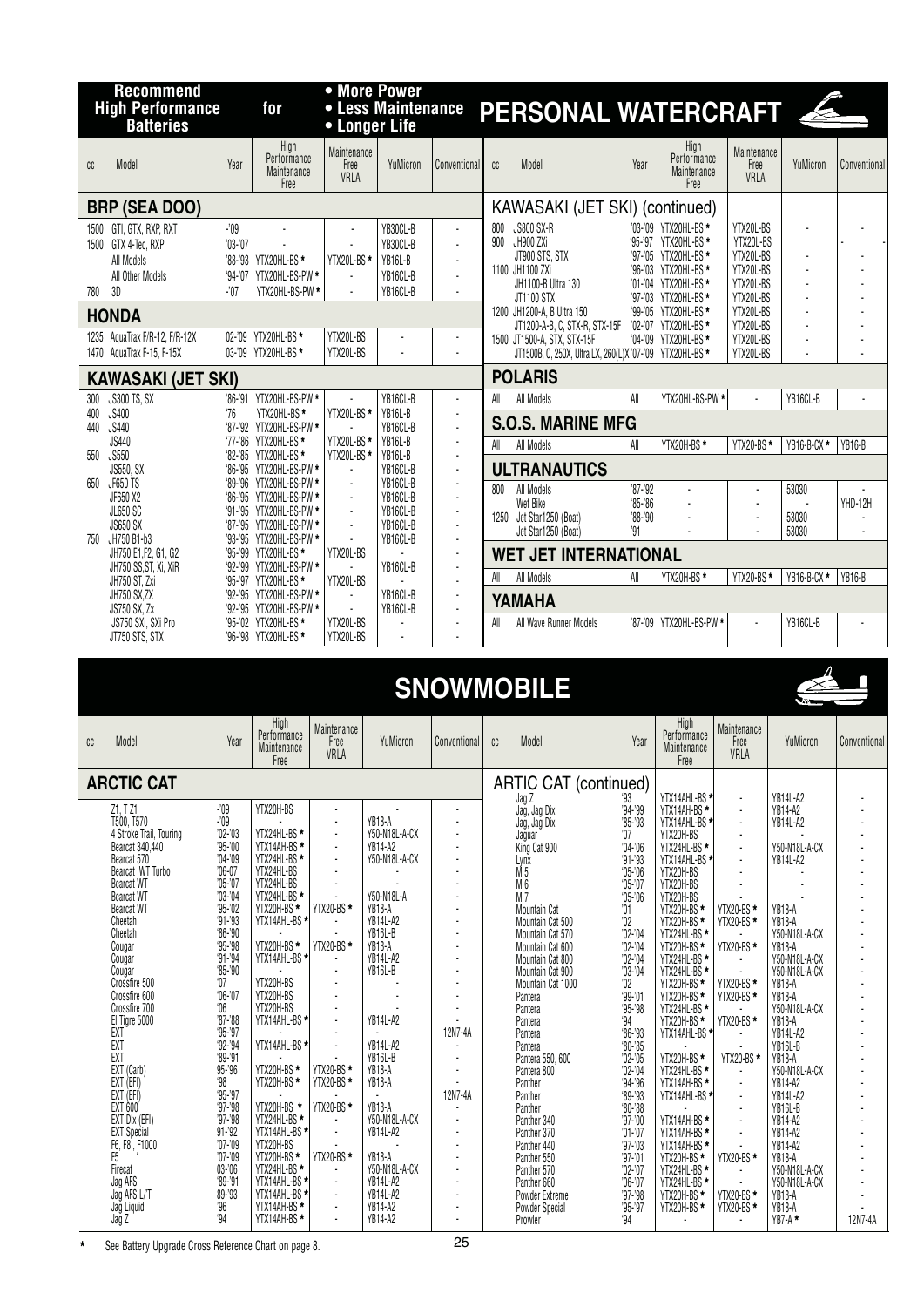# Recommend High Performance Batteries for • More Power • Less Maintenance • Longer Life

## PERSONAL WATERCRAFT

| CC | Model | Year | High Performance Maintenance Free | Maintenance Free VRLA | YuMicron | Conventional |
|---|---|---|---|---|---|---|
| **BRP (SEA DOO)** | | | | | | |
| 1500 | GTI, GTX, RXP, RXT | -'09 | - | - | YB30CL-B | - |
| 1500 | GTX 4-Tec, RXP | '03-'07 | - | - | YB30CL-B | - |
| | All Models | '88-'93 | YTX20HL-BS * | YTX20L-BS * | YB16L-B | - |
| | All Other Models | '94-'07 | YTX20HL-BS-PW * | - | YB16CL-B | - |
| 780 | 3D | -'07 | YTX20HL-BS-PW * | - | YB16CL-B | - |
| **HONDA** | | | | | | |
| 1235 | AquaTrax F/R-12, F/R-12X | 02-'09 | YTX20HL-BS * | YTX20L-BS | - | - |
| 1470 | AquaTrax F-15, F-15X | 03-'09 | YTX20HL-BS * | YTX20L-BS | - | - |
| **KAWASAKI (JET SKI)** | | | | | | |
| 300 | JS300 TS, SX | '86-'91 | YTX20HL-BS-PW * | - | YB16CL-B | - |
| 400 | JS400 | '76 | YTX20HL-BS * | YTX20L-BS * | YB16L-B | - |
| 440 | JS440 | '87-'92 | YTX20HL-BS-PW * | - | YB16CL-B | - |
| | JS440 | '77-'86 | YTX20HL-BS * | YTX20L-BS * | YB16L-B | - |
| 550 | JS550 | '82-'85 | YTX20HL-BS * | YTX20L-BS * | YB16L-B | - |
| | JS550, SX | '86-'95 | YTX20HL-BS-PW * | - | YB16CL-B | - |
| 650 | JF650 TS | '89-'96 | YTX20HL-BS-PW * | - | YB16CL-B | - |
| | JF650 X2 | '86-'95 | YTX20HL-BS-PW * | - | YB16CL-B | - |
| | JL650 SC | '91-'95 | YTX20HL-BS-PW * | - | YB16CL-B | - |
| | JS650 SX | '87-'95 | YTX20HL-BS-PW * | - | YB16CL-B | - |
| 750 | JH750 B1-b3 | '93-'95 | YTX20HL-BS-PW * | - | YB16CL-B | - |
| | JH750 E1,F2, G1, G2 | '95-'99 | YTX20HL-BS * | YTX20L-BS | - | - |
| | JH750 SS,ST, Xi, XiR | '92-'99 | YTX20HL-BS-PW * | - | YB16CL-B | - |
| | JH750 ST, Zxi | '95-'97 | YTX20HL-BS * | YTX20L-BS | - | - |
| | JH750 SX,ZX | '92-'95 | YTX20HL-BS-PW * | - | YB16CL-B | - |
| | JS750 SX, Zx | '92-'95 | YTX20HL-BS-PW * | - | YB16CL-B | - |
| | JS750 SXi, SXi Pro | '95-'02 | YTX20HL-BS * | YTX20L-BS | - | - |
| | JT750 STS, STX | '96-'98 | YTX20HL-BS * | YTX20L-BS | - | - |
| **KAWASAKI (JET SKI) (continued)** | | | | | | |
| 800 | JS800 SX-R | '03-'09 | YTX20HL-BS * | YTX20L-BS | - | - |
| 900 | JH900 ZXi | '95-'97 | YTX20HL-BS * | YTX20L-BS | - | - |
| | JT900 STS, STX | '97-'05 | YTX20HL-BS * | YTX20L-BS | - | - |
| 1100 | JH1100 ZXi | '96-'03 | YTX20HL-BS * | YTX20L-BS | - | - |
| | JH1100-B Ultra 130 | '01-'04 | YTX20HL-BS * | YTX20L-BS | - | - |
| | JT1100 STX | '97-'03 | YTX20HL-BS * | YTX20L-BS | - | - |
| 1200 | JH1200-A, B Ultra 150 | '99-'05 | YTX20HL-BS * | YTX20L-BS | - | - |
| | JT1200-A-B, C, STX-R, STX-15F | '02-'07 | YTX20HL-BS * | YTX20L-BS | - | - |
| 1500 | JT1500-A, STX, STX-15F | '04-'09 | YTX20HL-BS * | YTX20L-BS | - | - |
| | JT1500B, C, 250X, Ultra LX, 260(L)X | '07-'09 | YTX20HL-BS * | YTX20L-BS | - | - |
| **POLARIS** | | | | | | |
| All | All Models | All | YTX20HL-BS-PW * | - | YB16CL-B | - |
| **S.O.S. MARINE MFG** | | | | | | |
| All | All Models | All | YTX20H-BS * | YTX20-BS * | YB16-B-CX * | YB16-B |
| **ULTRANAUTICS** | | | | | | |
| 800 | All Models | '87-'92 | - | - | 53030 | - |
| | Wet Bike | '85-'86 | - | - | - | YHD-12H |
| 1250 | Jet Star1250 (Boat) | '88-'90 | - | - | 53030 | - |
| | Jet Star1250 (Boat) | '91 | - | - | 53030 | - |
| **WET JET INTERNATIONAL** | | | | | | |
| All | All Models | All | YTX20H-BS * | YTX20-BS * | YB16-B-CX * | YB16-B |
| **YAMAHA** | | | | | | |
| All | All Wave Runner Models | '87-'09 | YTX20HL-BS-PW * | - | YB16CL-B | - |

## SNOWMOBILE

| CC | Model | Year | High Performance Maintenance Free | Maintenance Free VRLA | YuMicron | Conventional |
|---|---|---|---|---|---|---|
| **ARCTIC CAT** | | | | | | |
| | Z1, T Z1 | -'09 | YTX20H-BS | - | - | - |
| | T500, T570 | -'09 | - | - | YB18-A | - |
| | 4 Stroke Trail, Touring | '02-'03 | YTX24HL-BS * | - | Y50-N18L-A-CX | - |
| | Bearcat 340,440 | '95-'00 | YTX14AH-BS * | - | YB14-A2 | - |
| | Bearcat 570 | '04-'09 | YTX24HL-BS * | - | Y50-N18L-A-CX | - |
| | Bearcat WT Turbo | '06-'07 | YTX24HL-BS | - | - | - |
| | Bearcat WT | '05-'07 | YTX24HL-BS | - | - | - |
| | Bearcat WT | '03-'04 | YTX24HL-BS * | - | Y50-N18L-A | - |
| | Bearcat WT | '95-'02 | YTX20H-BS * | YTX20-BS * | YB18-A | - |
| | Cheetah | '91-'93 | YTX14AHL-BS * | - | YB14L-A2 | - |
| | Cheetah | '86-'90 | - | - | YB16L-B | - |
| | Cougar | '95-'98 | YTX20H-BS * | YTX20-BS * | YB18-A | - |
| | Cougar | '91-'94 | YTX14AHL-BS * | - | YB14L-A2 | - |
| | Cougar | '85-'90 | - | - | YB16L-B | - |
| | Crossfire 500 | '07 | YTX20H-BS | - | - | - |
| | Crossfire 600 | '06-'07 | YTX20H-BS | - | - | - |
| | Crossfire 700 | '06 | YTX20H-BS | - | - | - |
| | El Tigre 5000 | '87-'88 | YTX14AHL-BS * | - | YB14L-A2 | - |
| | EXT | '95-'97 | - | - | - | 12N7-4A |
| | EXT | '92-'94 | YTX14AHL-BS * | - | YB14L-A2 | - |
| | EXT | '89-'91 | - | - | YB16L-B | - |
| | EXT (Carb) | 95-'96 | YTX20H-BS * | YTX20-BS * | YB18-A | - |
| | EXT (EFI) | '98 | YTX20H-BS * | YTX20-BS * | YB18-A | - |
| | EXT (EFI) | '95-'97 | - | - | - | 12N7-4A |
| | EXT 600 | '97-'98 | YTX20H-BS * | YTX20-BS * | YB18-A | - |
| | EXT Dlx (EFI) | '97-'98 | YTX24HL-BS * | - | Y50-N18L-A-CX | - |
| | EXT Special | 91-'92 | YTX14AHL-BS * | - | YB14L-A2 | - |
| | F6, F8 , F1000 | '07-'09 | YTX20H-BS | - | - | - |
| | F5 | '07-'09 | YTX20H-BS * | YTX20-BS * | YB18-A | - |
| | Firecat | 03-'06 | YTX24HL-BS * | - | Y50-N18L-A-CX | - |
| | Jag AFS | '89-'91 | YTX14AHL-BS * | - | YB14L-A2 | - |
| | Jag AFS L/T | 89-'93 | YTX14AHL-BS * | - | YB14L-A2 | - |
| | Jag Liquid | '96 | YTX14AH-BS * | - | YB14-A2 | - |
| | Jag Z | '94 | YTX14AH-BS * | - | YB14-A2 | - |
| **ARTIC CAT (continued)** | | | | | | |
| | Jag Z | '93 | YTX14AHL-BS * | - | YB14L-A2 | - |
| | Jag, Jag Dlx | '94-'99 | YTX14AH-BS * | - | YB14-A2 | - |
| | Jag, Jag Dlx | '85-'93 | YTX14AHL-BS * | - | YB14L-A2 | - |
| | Jaguar | '07 | YTX20H-BS | - | - | - |
| | King Cat 900 | '04-'06 | YTX24HL-BS * | - | Y50-N18L-A-CX | - |
| | Lynx | '91-'93 | YTX14AHL-BS * | - | YB14L-A2 | - |
| | M 5 | '05-'06 | YTX20H-BS | - | - | - |
| | M 6 | '05-'07 | YTX20H-BS | - | - | - |
| | M 7 | '05-'06 | YTX20H-BS | - | - | - |
| | Mountain Cat | '01 | YTX20H-BS * | YTX20-BS * | YB18-A | - |
| | Mountain Cat 500 | '02 | YTX20H-BS * | YTX20-BS * | YB18-A | - |
| | Mountain Cat 570 | '02-'04 | YTX24HL-BS * | - | Y50-N18L-A-CX | - |
| | Mountain Cat 600 | '02-'04 | YTX20H-BS * | YTX20-BS * | YB18-A | - |
| | Mountain Cat 800 | '02-'04 | YTX24HL-BS * | - | Y50-N18L-A-CX | - |
| | Mountain Cat 900 | '03-'04 | YTX24HL-BS * | - | Y50-N18L-A-CX | - |
| | Mountain Cat 1000 | '02 | YTX20H-BS * | YTX20-BS * | YB18-A | - |
| | Pantera | '99-'01 | YTX20H-BS * | YTX20-BS * | YB18-A | - |
| | Pantera | '95-'98 | YTX24HL-BS * | - | Y50-N18L-A-CX | - |
| | Pantera | '94 | YTX20H-BS * | YTX20-BS * | YB18-A | - |
| | Pantera | '86-'93 | YTX14AHL-BS * | - | YB14L-A2 | - |
| | Pantera | '80-'85 | - | - | YB16L-B | - |
| | Pantera 550, 600 | '02-'05 | YTX20H-BS * | YTX20-BS * | YB18-A | - |
| | Pantera 800 | '02-'04 | YTX24HL-BS * | - | Y50-N18L-A-CX | - |
| | Panther | '94-'96 | YTX14AH-BS * | - | YB14-A2 | - |
| | Panther | '89-'93 | YTX14AHL-BS * | - | YB14L-A2 | - |
| | Panther | '80-'88 | - | - | YB16L-B | - |
| | Panther 340 | '97-'00 | YTX14AH-BS * | - | YB14-A2 | - |
| | Panther 370 | '01-'07 | YTX14AH-BS * | - | YB14-A2 | - |
| | Panther 440 | '97-'03 | YTX14AH-BS * | - | YB14-A2 | - |
| | Panther 550 | '97-'01 | YTX20H-BS * | YTX20-BS * | YB18-A | - |
| | Panther 570 | '02-'07 | YTX24HL-BS * | - | Y50-N18L-A-CX | - |
| | Panther 660 | '06-'07 | YTX24HL-BS * | - | Y50-N18L-A-CX | - |
| | Powder Extreme | '97-'98 | YTX20H-BS * | YTX20-BS * | YB18-A | - |
| | Powder Special | '95-'97 | YTX20H-BS * | YTX20-BS * | YB18-A | - |
| | Prowler | '94 | - | - | YB7-A * | 12N7-4A |

* See Battery Upgrade Cross Reference Chart on page 8.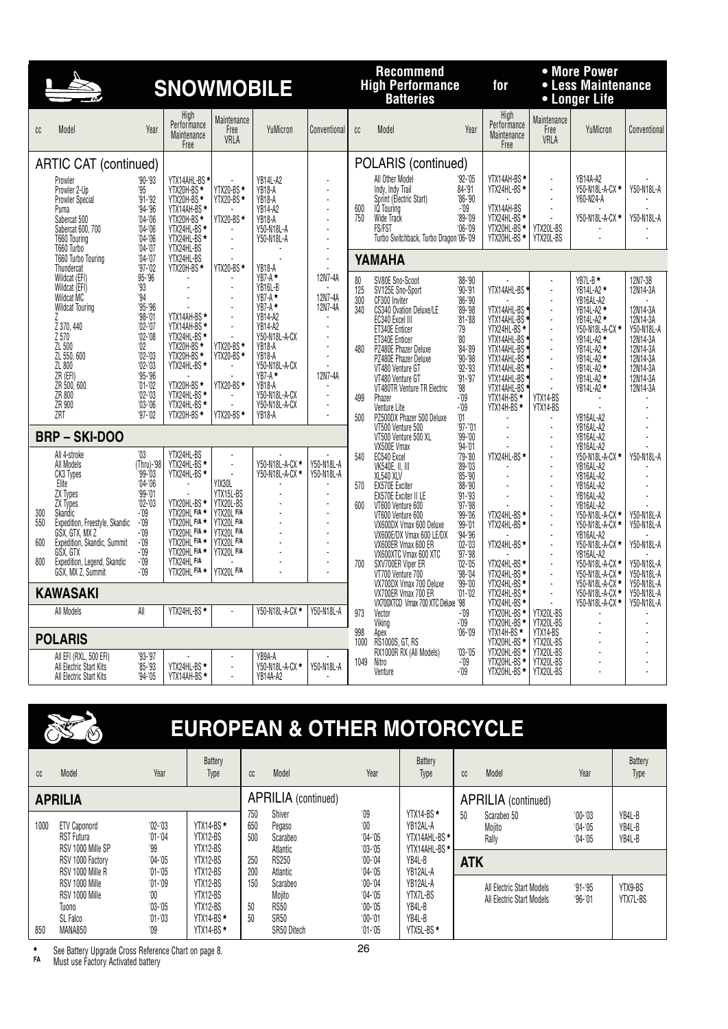# SNOWMOBILE

**Recommend High Performance Batteries for** • More Power • Less Maintenance • Longer Life

## ARTIC CAT (continued)

| cc | Model | Year | High Performance Maintenance Free | Maintenance Free VRLA | YuMicron | Conventional |
|---|---|---|---|---|---|---|
| | Prowler | '90-'93 | YTX14AHL-BS * | - | YB14L-A2 | - |
| | Prowler 2-Up | '95 | YTX20H-BS * | YTX20-BS * | YB18-A | - |
| | Prowler Special | '91-'92 | YTX20H-BS * | YTX20-BS * | YB18-A | - |
| | Puma | '94-'96 | YTX14AH-BS * | - | YB14-A2 | - |
| | Sabercat 500 | '04-'06 | YTX20H-BS * | YTX20-BS * | YB18-A | - |
| | Sabercat 600, 700 | '04-'06 | YTX24HL-BS * | - | Y50-N18L-A | - |
| | T660 Touring | '04-'06 | YTX24HL-BS * | - | Y50-N18L-A | - |
| | T660 Turbo | '04-'07 | YTX24HL-BS | - | | - |
| | T660 Turbo Touring | '04-'07 | YTX24HL-BS | - | - | - |
| | Thundercat | '97-'02 | YTX20H-BS * | YTX20-BS * | YB18-A | - |
| | Wildcat (EFI) | 95-'96 | - | - | YB7-A * | 12N7-4A |
| | Wildcat (EFI) | '93 | - | - | YB16L-B | - |
| | Wildcat MC | '94 | - | - | YB7-A * | 12N7-4A |
| | Wildcat Touring | '95-'96 | - | - | YB7-A * | 12N7-4A |
| | Z | '98-'01 | YTX14AH-BS * | - | YB14-A2 | - |
| | Z 370, 440 | '02-'07 | YTX14AH-BS * | - | YB14-A2 | - |
| | Z 570 | '02-'08 | YTX24HL-BS * | - | Y50-N18L-A-CX | - |
| | ZL 500 | '02 | YTX20H-BS * | YTX20-BS * | YB18-A | - |
| | ZL 550, 600 | '02-'03 | YTX20H-BS * | YTX20-BS * | YB18-A | - |
| | ZL 800 | '02-'03 | YTX24HL-BS * | - | Y50-N18L-A-CX | - |
| | ZR (EFI) | '95-'96 | - | - | YB7-A * | 12N7-4A |
| | ZR 500, 600 | '01-'02 | YTX20H-BS * | YTX20-BS * | YB18-A | - |
| | ZR 800 | '02-'03 | YTX24HL-BS * | - | Y50-N18L-A-CX | - |
| | ZR 900 | '03-'06 | YTX24HL-BS * | - | Y50-N18L-A-CX | - |
| | ZRT | '97-'02 | YTX20H-BS * | YTX20-BS * | YB18-A | - |

## BRP – SKI-DOO

| cc | Model | Year | High Performance Maintenance Free | Maintenance Free VRLA | YuMicron | Conventional |
|---|---|---|---|---|---|---|
| | All 4-stroke | '03 | YTX24HL-BS | - | - | - |
| | All Models | (Thru)-'98 | YTX24HL-BS * | - | Y50-N18L-A-CX * | Y50-N18L-A |
| | CK3 Types | '99-'03 | YTX24HL-BS * | - | Y50-N18L-A-CX * | Y50-N18L-A |
| | Elite | '04-'06 | - | YIX30L | - | - |
| | ZX Types | '99-'01 | - | YTX15L-BS | - | - |
| | ZX Types | '02-'03 | YTX20HL-BS * | YTX20L-BS | - | - |
| 300 | Skandic | -'09 | YTX20HL F/A * | YTX20L F/A | - | - |
| 550 | Expedition, Freestyle, Skandic | -'09 | YTX20HL F/A * | YTX20L F/A | - | - |
| | GSX, GTX, MX Z | -'09 | YTX20HL F/A * | YTX20L F/A | - | - |
| 600 | Expedition, Skandic, Summit | -'09 | YTX20HL F/A * | YTX20L F/A | - | - |
| | GSX, GTX | -'09 | YTX20HL F/A * | YTX20L F/A | - | - |
| 800 | Expedition, Legend, Skandic | -'09 | YTX24HL F/A | - | - | - |
| | GSX, MX Z, Summit | -'09 | YTX20HL F/A * | YTX20L F/A | - | - |

## KAWASAKI

| cc | Model | Year | High Performance Maintenance Free | Maintenance Free VRLA | YuMicron | Conventional |
|---|---|---|---|---|---|---|
| | All Models | All | YTX24HL-BS * | - | Y50-N18L-A-CX * | Y50-N18L-A |

## POLARIS

| cc | Model | Year | High Performance Maintenance Free | Maintenance Free VRLA | YuMicron | Conventional |
|---|---|---|---|---|---|---|
| | All EFI (RXL, 500 EFI) | '93-'97 | - | - | YB9A-A | - |
| | All Electric Start Kits | '85-'93 | YTX24HL-BS * | - | Y50-N18L-A-CX * | Y50-N18L-A |
| | All Electric Start Kits | '94-'05 | YTX14AH-BS * | - | YB14A-A2 | - |

## POLARIS (continued)

| cc | Model | Year | High Performance Maintenance Free | Maintenance Free VRLA | YuMicron | Conventional |
|---|---|---|---|---|---|---|
| | All Other Model | '92-'05 | YTX14AH-BS * | - | YB14A-A2 | - |
| | Indy, Indy Trail | 84-'91 | YTX24HL-BS * | - | Y50-N18L-A-CX * | Y50-N18L-A |
| | Sprint (Electric Start) | '86-'90 | - | - | Y60-N24-A | - |
| 600 | IQ Touring | -'09 | YTX14AH-BS | - | - | - |
| 750 | Wide Track | '89-'09 | YTX24HL-BS * | - | Y50-N18L-A-CX * | Y50-N18L-A |
| | FS/FST | '06-'09 | YTX20HL-BS * | YTX20L-BS | - | - |
| | Turbo Switchback, Turbo Dragon | '06-'09 | YTX20HL-BS * | YTX20L-BS | - | - |

## YAMAHA

| cc | Model | Year | High Performance Maintenance Free | Maintenance Free VRLA | YuMicron | Conventional |
|---|---|---|---|---|---|---|
| 80 | SV80E Sno-Scoot | '88-'90 | - | - | YB7L-B * | 12N7-3B |
| 125 | SV125E Sno-Sport | '90-'91 | YTX14AHL-BS * | - | YB14L-A2 * | 12N14-3A |
| 300 | CF300 Inviter | '86-'90 | - | - | YB16AL-A2 | - |
| 340 | CS340 Ovation Deluxe/LE | '89-'98 | YTX14AHL-BS * | - | YB14L-A2 * | 12N14-3A |
| | EC340 Excel III | '81-'88 | YTX14AHL-BS * | - | YB14L-A2 * | 12N14-3A |
| | ET340E Enticer | '79 | YTX24HL-BS * | - | Y50-N18L-A-CX * | Y50-N18L-A |
| | ET340E Enticer | '80 | YTX14AHL-BS * | - | YB14L-A2 * | 12N14-3A |
| 480 | PZ480E Phazer Deluxe | '84-'89 | YTX14AHL-BS * | - | YB14L-A2 * | 12N14-3A |
| | PZ480E Phazer Deluxe | '90-'98 | YTX14AHL-BS * | - | YB14L-A2 * | 12N14-3A |
| | VT480 Venture GT | '92-'93 | YTX14AHL-BS * | - | YB14L-A2 * | 12N14-3A |
| | VT480 Venture GT | '91-'97 | YTX14AHL-BS * | - | YB14L-A2 * | 12N14-3A |
| | VT480TR Venture TR Electric | '98 | YTX14AHL-BS * | - | YB14L-A2 * | 12N14-3A |
| 499 | Phazer | -'09 | YTX14H-BS * | YTX14-BS | - | - |
| | Venture Lite | -'09 | YTX14H-BS * | YTX14-BS | - | - |
| 500 | PZ500DX Phazer 500 Deluxe | '01 | - | - | YB16AL-A2 | - |
| | VT500 Venture 500 | '97-''01 | - | - | YB16AL-A2 | - |
| | VT500 Venture 500 XL | '99-'00 | - | - | YB16AL-A2 | - |
| | VX500E Vmax | '94-'01 | - | - | YB16AL-A2 | - |
| 540 | EC540 Excel | '79-'80 | YTX24HL-BS * | - | Y50-N18L-A-CX * | Y50-N18L-A |
| | VK540E, II, III | '89-'03 | - | - | YB16AL-A2 | - |
| | XL540 XLV | '85-'90 | - | - | YB16AL-A2 | - |
| 570 | EX570E Exciter | '88-'90 | - | - | YB16AL-A2 | - |
| | EX570E Exciter II LE | '91-'93 | - | - | YB16AL-A2 | - |
| 600 | VT600 Venture 600 | '97-'98 | - | - | YB16AL-A2 | - |
| | VT600 Venture 600 | '99-'06 | YTX24HL-BS * | - | Y50-N18L-A-CX * | Y50-N18L-A |
| | VX600DX Vmax 600 Deluxe | '99-'01 | YTX24HL-BS * | - | Y50-N18L-A-CX * | Y50-N18L-A |
| | VX600E/DX Vmax 600 LE/DX | '94-'96 | - | - | YB16AL-A2 | - |
| | VX600ER Vmax 600 ER | '02-'03 | YTX24HL-BS * | - | Y50-N18L-A-CX * | Y50-N18L-A |
| | VX600XTC Vmax 600 XTC | '97-'98 | - | - | YB16AL-A2 | - |
| 700 | SXV700ER Viper ER | '02-'05 | YTX24HL-BS * | - | Y50-N18L-A-CX * | Y50-N18L-A |
| | VT700 Venture 700 | '98-'04 | YTX24HL-BS * | - | Y50-N18L-A-CX * | Y50-N18L-A |
| | VX700DX Vmax 700 Deluxe | '99-'00 | YTX24HL-BS * | - | Y50-N18L-A-CX * | Y50-N18L-A |
| | VX700ER Vmax 700 ER | '01-'02 | YTX24HL-BS * | - | Y50-N18L-A-CX * | Y50-N18L-A |
| | VX700XTCD Vmax 700 XTC Deluxe | '98 | YTX24HL-BS * | - | Y50-N18L-A-CX * | Y50-N18L-A |
| 973 | Vector | -'09 | YTX20HL-BS * | YTX20L-BS | - | - |
| | Viking | -'09 | YTX20HL-BS * | YTX20L-BS | - | - |
| 998 | Apex | '06-'09 | YTX14H-BS * | YTX14-BS | - | - |
| 1000 | RS1000S, GT, RS | | YTX20HL-BS * | YTX20L-BS | - | - |
| | RX1000R RX (All Models) | '03-'05 | YTX20HL-BS * | YTX20L-BS | - | - |
| 1049 | Nitro | -'09 | YTX20HL-BS * | YTX20L-BS | - | - |
| | Venture | -'09 | YTX20HL-BS * | YTX20L-BS | - | - |

# EUROPEAN & OTHER MOTORCYCLE

## APRILIA

| cc | Model | Year | Battery Type |
|---|---|---|---|
| 1000 | ETV Caponord | '02-'03 | YTX14-BS * |
| | RST Futura | '01-'04 | YTX12-BS |
| | RSV 1000 Mille SP | '99 | YTX12-BS |
| | RSV 1000 Factory | '04-'05 | YTX12-BS |
| | RSV 1000 Mille R | '01-'05 | YTX12-BS |
| | RSV 1000 Mille | '01-'09 | YTX12-BS |
| | RSV 1000 Mille | '00 | YTX12-BS |
| | Tuono | '03-'05 | YTX12-BS |
| | SL Falco | '01-'03 | YTX14-BS * |
| 850 | MANA850 | '09 | YTX14-BS * |

## APRILIA (continued)

| cc | Model | Year | Battery Type |
|---|---|---|---|
| 750 | Shiver | '09 | YTX14-BS * |
| 650 | Pegaso | '00 | YB12AL-A |
| 500 | Scarabeo | '04-'05 | YTX14AHL-BS * |
| | Atlantic | '03-'05 | YTX14AHL-BS * |
| 250 | RS250 | '00-'04 | YB4L-B |
| 200 | Atlantic | '04-'05 | YB12AL-A |
| 150 | Scarabeo | '00-'04 | YB12AL-A |
| | Mojito | '04-'05 | YTX7L-BS |
| 50 | RS50 | '00-'05 | YB4L-B |
| 50 | SR50 | '00-'01 | YB4L-B |
| | SR50 Ditech | '01-'05 | YTX5L-BS * |

## APRILIA (continued)

| cc | Model | Year | Battery Type |
|---|---|---|---|
| 50 | Scarabeo 50 | '00-'03 | YB4L-B |
| | Mojito | '04-'05 | YB4L-B |
| | Rally | '04-'05 | YB4L-B |

## ATK

| cc | Model | Year | Battery Type |
|---|---|---|---|
| | All Electric Start Models | '91-'95 | YTX9-BS |
| | All Electric Start Models | '96-'01 | YTX7L-BS |

\* See Battery Upgrade Cross Reference Chart on page 8.

FA Must use Factory Activated battery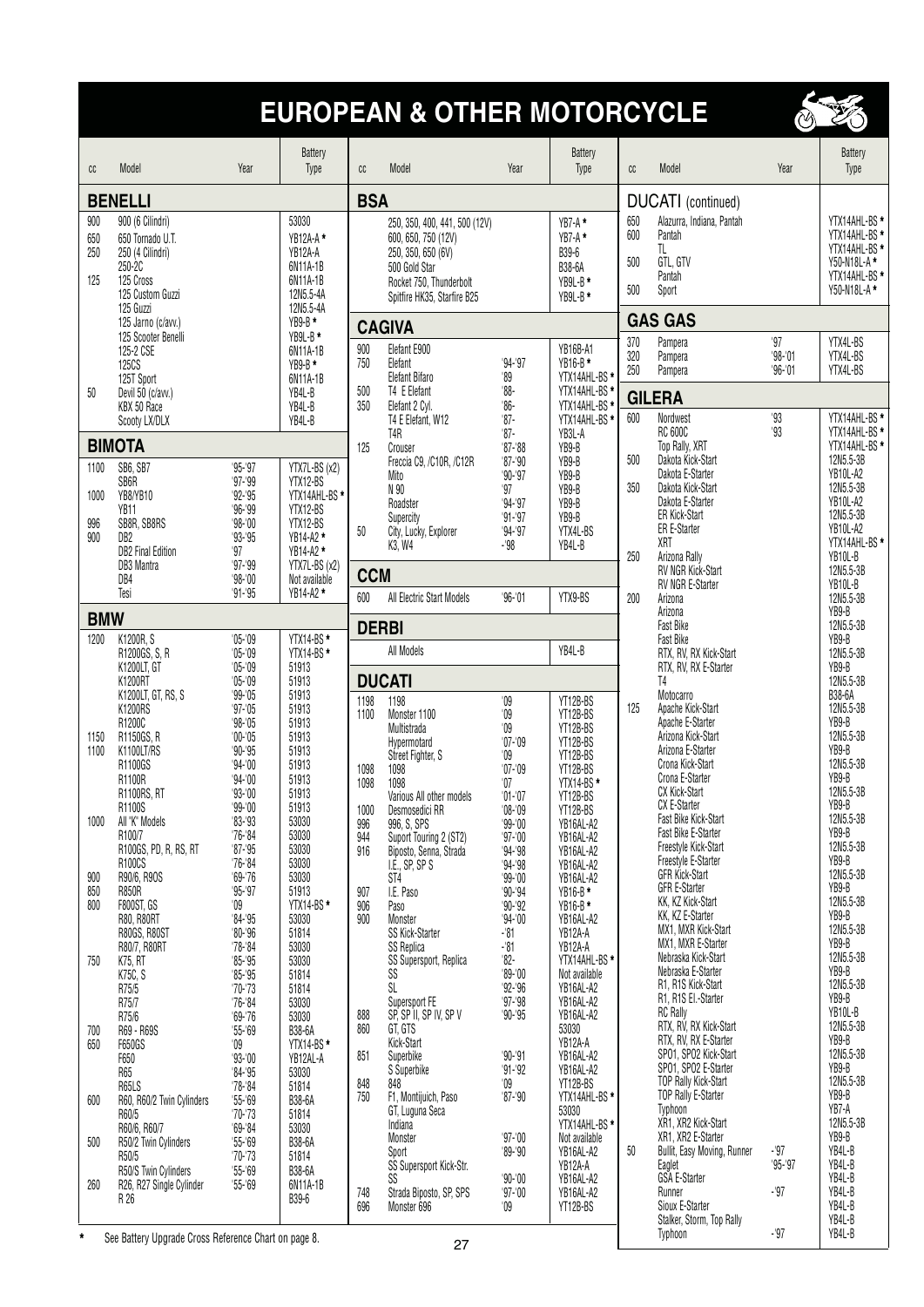# EUROPEAN & OTHER MOTORCYCLE

## BENELLI

| cc | Model | Year | Battery Type |
|---|---|---|---|
| 900 | 900 (6 Cilindri) | | 53030 |
| 650 | 650 Tornado U.T. | | YB12A-A * |
| 250 | 250 (4 Cilindri) | | YB12A-A |
| | 250-2C | | 6N11A-1B |
| 125 | 125 Cross | | 6N11A-1B |
| | 125 Custom Guzzi | | 12N5.5-4A |
| | 125 Guzzi | | 12N5.5-4A |
| | 125 Jarno (c/avv.) | | YB9-B * |
| | 125 Scooter Benelli | | YB9L-B * |
| | 125-2 CSE | | 6N11A-1B |
| | 125CS | | YB9-B * |
| | 125T Sport | | 6N11A-1B |
| 50 | Devil 50 (c/avv.) | | YB4L-B |
| | KBX 50 Race | | YB4L-B |
| | Scooty LX/DLX | | YB4L-B |

## BIMOTA

| cc | Model | Year | Battery Type |
|---|---|---|---|
| 1100 | SB6, SB7 | '95-'97 | YTX7L-BS (x2) |
| | SB6R | '97-'99 | YTX12-BS |
| 1000 | YB8/YB10 | '92-'95 | YTX14AHL-BS * |
| | YB11 | '96-'99 | YTX12-BS |
| 996 | SB8R, SB8RS | '98-'00 | YTX12-BS |
| 900 | DB2 | '93-'95 | YB14-A2 * |
| | DB2 Final Edition | '97 | YB14-A2 * |
| | DB3 Mantra | '97-'99 | YTX7L-BS (x2) |
| | DB4 | '98-'00 | Not available |
| | Tesi | '91-'95 | YB14-A2 * |

## BMW

| cc | Model | Year | Battery Type |
|---|---|---|---|
| 1200 | K1200R, S | '05-'09 | YTX14-BS * |
| | R1200GS, S, R | '05-'09 | YTX14-BS * |
| | K1200LT, GT | '05-'09 | 51913 |
| | K1200RT | '05-'09 | 51913 |
| | K1200LT, GT, RS, S | '99-'05 | 51913 |
| | K1200RS | '97-'05 | 51913 |
| | R1200C | '98-'05 | 51913 |
| 1150 | R1150GS, R | '00-'05 | 51913 |
| 1100 | K1100LT/RS | '90-'95 | 51913 |
| | R1100GS | '94-'00 | 51913 |
| | R1100R | '94-'00 | 51913 |
| | R1100RS, RT | '93-'00 | 51913 |
| | R1100S | '99-'00 | 51913 |
| 1000 | All "K" Models | '83-'93 | 53030 |
| | R100/7 | '76-'84 | 53030 |
| | R100GS, PD, R, RS, RT | '87-'95 | 53030 |
| | R100CS | '76-'84 | 53030 |
| 900 | R90/6, R90S | '69-'76 | 53030 |
| 850 | R850R | '95-'97 | 51913 |
| 800 | F800ST, GS | '09 | YTX14-BS * |
| | R80, R80RT | '84-'95 | 53030 |
| | R80GS, R80ST | '80-'96 | 51814 |
| | R80/7, R80RT | '78-'84 | 53030 |
| 750 | K75, RT | '85-'95 | 53030 |
| | K75C, S | '85-'95 | 51814 |
| | R75/5 | '70-'73 | 51814 |
| | R75/7 | '76-'84 | 53030 |
| | R75/6 | '69-'76 | 53030 |
| 700 | R69 - R69S | '55-'69 | B38-6A |
| 650 | F650GS | '09 | YTX14-BS * |
| | F650 | '93-'00 | YB12AL-A |
| | R65 | '84-'95 | 53030 |
| | R65LS | '78-'84 | 51814 |
| 600 | R60, R60/2 Twin Cylinders | '55-'69 | B38-6A |
| | R60/5 | '70-'73 | 51814 |
| | R60/6, R60/7 | '69-'84 | 53030 |
| 500 | R50/2 Twin Cylinders | '55-'69 | B38-6A |
| | R50/5 | '70-'73 | 51814 |
| | R50/S Twin Cylinders | '55-'69 | B38-6A |
| 260 | R26, R27 Single Cylinder | '55-'69 | 6N11A-1B |
| | R 26 | | B39-6 |

## BSA

| cc | Model | Year | Battery Type |
|---|---|---|---|
| | 250, 350, 400, 441, 500 (12V) | | YB7-A * |
| | 600, 650, 750 (12V) | | YB7-A * |
| | 250, 350, 650 (6V) | | B39-6 |
| | 500 Gold Star | | B38-6A |
| | Rocket 750, Thunderbolt | | YB9L-B * |
| | Spitfire HK35, Starfire B25 | | YB9L-B * |

## CAGIVA

| cc | Model | Year | Battery Type |
|---|---|---|---|
| 900 | Elefant E900 | | YB16B-A1 |
| 750 | Elefant | '94-'97 | YB16-B * |
| | Elefant Bifaro | '89 | YTX14AHL-BS * |
| 500 | T4 E Elefant | '88- | YTX14AHL-BS * |
| 350 | Elefant 2 Cyl. | '86- | YTX14AHL-BS * |
| | T4 E Elefant, W12 | '87- | YTX14AHL-BS * |
| | T4R | '87- | YB3L-A |
| 125 | Crouser | '87-'88 | YB9-B |
| | Freccia C9, /C10R, /C12R | '87-'90 | YB9-B |
| | Mito | '90-'97 | YB9-B |
| | N 90 | '97 | YB9-B |
| | Roadster | '94-'97 | YB9-B |
| | Supercity | '91-'97 | YB9-B |
| 50 | City, Lucky, Explorer | '94-'97 | YTX4L-BS |
| | K3, W4 | -'98 | YB4L-B |

## CCM

| cc | Model | Year | Battery Type |
|---|---|---|---|
| 600 | All Electric Start Models | '96-'01 | YTX9-BS |

## DERBI

| cc | Model | Year | Battery Type |
|---|---|---|---|
| | All Models | | YB4L-B |

## DUCATI

| cc | Model | Year | Battery Type |
|---|---|---|---|
| 1198 | 1198 | '09 | YT12B-BS |
| 1100 | Monster 1100 | '09 | YT12B-BS |
| | Multistrada | '09 | YT12B-BS |
| | Hypermotard | '07-'09 | YT12B-BS |
| | Street Fighter, S | '09 | YT12B-BS |
| 1098 | 1098 | '07-'09 | YT12B-BS |
| 1098 | 1098 | '07 | YTX14-BS * |
| | Various All other models | '01-'07 | YT12B-BS |
| 1000 | Desmosedici RR | '08-'09 | YT12B-BS |
| 996 | 996, S, SPS | '99-'00 | YB16AL-A2 |
| 944 | Suport Touring 2 (ST2) | '97-'00 | YB16AL-A2 |
| 916 | Biposto, Senna, Strada | '94-'98 | YB16AL-A2 |
| | I.E., SP, SP S | '94-'98 | YB16AL-A2 |
| | ST4 | '99-'00 | YB16AL-A2 |
| 907 | I.E. Paso | '90-'94 | YB16-B * |
| 906 | Paso | '90-'92 | YB16-B * |
| 900 | Monster | '94-'00 | YB16AL-A2 |
| | SS Kick-Starter | -'81 | YB12A-A |
| | SS Replica | -'81 | YB12A-A |
| | SS Supersport, Replica | '82- | YTX14AHL-BS * |
| | SS | '89-'00 | Not available |
| | SL | '92-'96 | YB16AL-A2 |
| | Supersport FE | '97-'98 | YB16AL-A2 |
| 888 | SP, SP II, SP IV, SP V | '90-'95 | YB16AL-A2 |
| 860 | GT, GTS | | 53030 |
| | Kick-Start | | YB12A-A |
| 851 | Superbike | '90-'91 | YB16AL-A2 |
| | S Superbike | '91-'92 | YB16AL-A2 |
| 848 | 848 | '09 | YT12B-BS |
| 750 | F1, Montjiuich, Paso | '87-'90 | YTX14AHL-BS * |
| | GT, Luguna Seca | | 53030 |
| | Indiana | | YTX14AHL-BS * |
| | Monster | '97-'00 | Not available |
| | Sport | '89-'90 | YB16AL-A2 |
| | SS Supersport Kick-Str. | | YB12A-A |
| | SS | '90-'00 | YB16AL-A2 |
| 748 | Strada Biposto, SP, SPS | '97-'00 | YB16AL-A2 |
| 696 | Monster 696 | '09 | YT12B-BS |

## DUCATI (continued)

| cc | Model | Year | Battery Type |
|---|---|---|---|
| 650 | Alazurra, Indiana, Pantah | | YTX14AHL-BS * |
| 600 | Pantah | | YTX14AHL-BS * |
| | TL | | YTX14AHL-BS * |
| 500 | GTL, GTV | | Y50-N18L-A * |
| | Pantah | | YTX14AHL-BS * |
| 500 | Sport | | Y50-N18L-A * |

## GAS GAS

| cc | Model | Year | Battery Type |
|---|---|---|---|
| 370 | Pampera | '97 | YTX4L-BS |
| 320 | Pampera | '98-'01 | YTX4L-BS |
| 250 | Pampera | '96-'01 | YTX4L-BS |

## GILERA

| cc | Model | Year | Battery Type |
|---|---|---|---|
| 600 | Nordwest | '93 | YTX14AHL-BS * |
| | RC 600C | '93 | YTX14AHL-BS * |
| | Top Rally, XRT | | YTX14AHL-BS * |
| 500 | Dakota Kick-Start | | 12N5.5-3B |
| | Dakota E-Starter | | YB10L-A2 |
| 350 | Dakota Kick-Start | | 12N5.5-3B |
| | Dakota E-Starter | | YB10L-A2 |
| | ER Kick-Start | | 12N5.5-3B |
| | ER E-Starter | | YB10L-A2 |
| | XRT | | YTX14AHL-BS * |
| 250 | Arizona Rally | | YB10L-B |
| | RV NGR Kick-Start | | 12N5.5-3B |
| | RV NGR E-Starter | | YB10L-B |
| 200 | Arizona | | 12N5.5-3B |
| | Arizona | | YB9-B |
| | Fast Bike | | 12N5.5-3B |
| | Fast Bike | | YB9-B |
| | RTX, RV, RX Kick-Start | | 12N5.5-3B |
| | RTX, RV, RX E-Starter | | YB9-B |
| | T4 | | 12N5.5-3B |
| | Motocarro | | B38-6A |
| 125 | Apache Kick-Start | | 12N5.5-3B |
| | Apache E-Starter | | YB9-B |
| | Arizona Kick-Start | | 12N5.5-3B |
| | Arizona E-Starter | | YB9-B |
| | Crona Kick-Start | | 12N5.5-3B |
| | Crona E-Starter | | YB9-B |
| | CX Kick-Start | | 12N5.5-3B |
| | CX E-Starter | | YB9-B |
| | Fast Bike Kick-Start | | 12N5.5-3B |
| | Fast Bike E-Starter | | YB9-B |
| | Freestyle Kick-Start | | 12N5.5-3B |
| | Freestyle E-Starter | | YB9-B |
| | GFR Kick-Start | | 12N5.5-3B |
| | GFR E-Starter | | YB9-B |
| | KK, KZ Kick-Start | | 12N5.5-3B |
| | KK, KZ E-Starter | | YB9-B |
| | MX1, MXR Kick-Start | | 12N5.5-3B |
| | MX1, MXR E-Starter | | YB9-B |
| | Nebraska Kick-Start | | 12N5.5-3B |
| | Nebraska E-Starter | | YB9-B |
| | R1, R1S Kick-Start | | 12N5.5-3B |
| | R1, R1S El.-Starter | | YB9-B |
| | RC Rally | | YB10L-B |
| | RTX, RV, RX Kick-Start | | 12N5.5-3B |
| | RTX, RV, RX E-Starter | | YB9-B |
| | SPO1, SPO2 Kick-Start | | 12N5.5-3B |
| | SPO1, SPO2 E-Starter | | YB9-B |
| | TOP Rally Kick-Start | | 12N5.5-3B |
| | TOP Rally E-Starter | | YB9-B |
| | Typhoon | | YB7-A |
| | XR1, XR2 Kick-Start | | 12N5.5-3B |
| | XR1, XR2 E-Starter | | YB9-B |
| 50 | Bullit, Easy Moving, Runner | -'97 | YB4L-B |
| | Eaglet | '95-'97 | YB4L-B |
| | GSA E-Starter | | YB4L-B |
| | Runner | -'97 | YB4L-B |
| | Sioux E-Starter | | YB4L-B |
| | Stalker, Storm, Top Rally | | YB4L-B |
| | Typhoon | -'97 | YB4L-B |

* See Battery Upgrade Cross Reference Chart on page 8.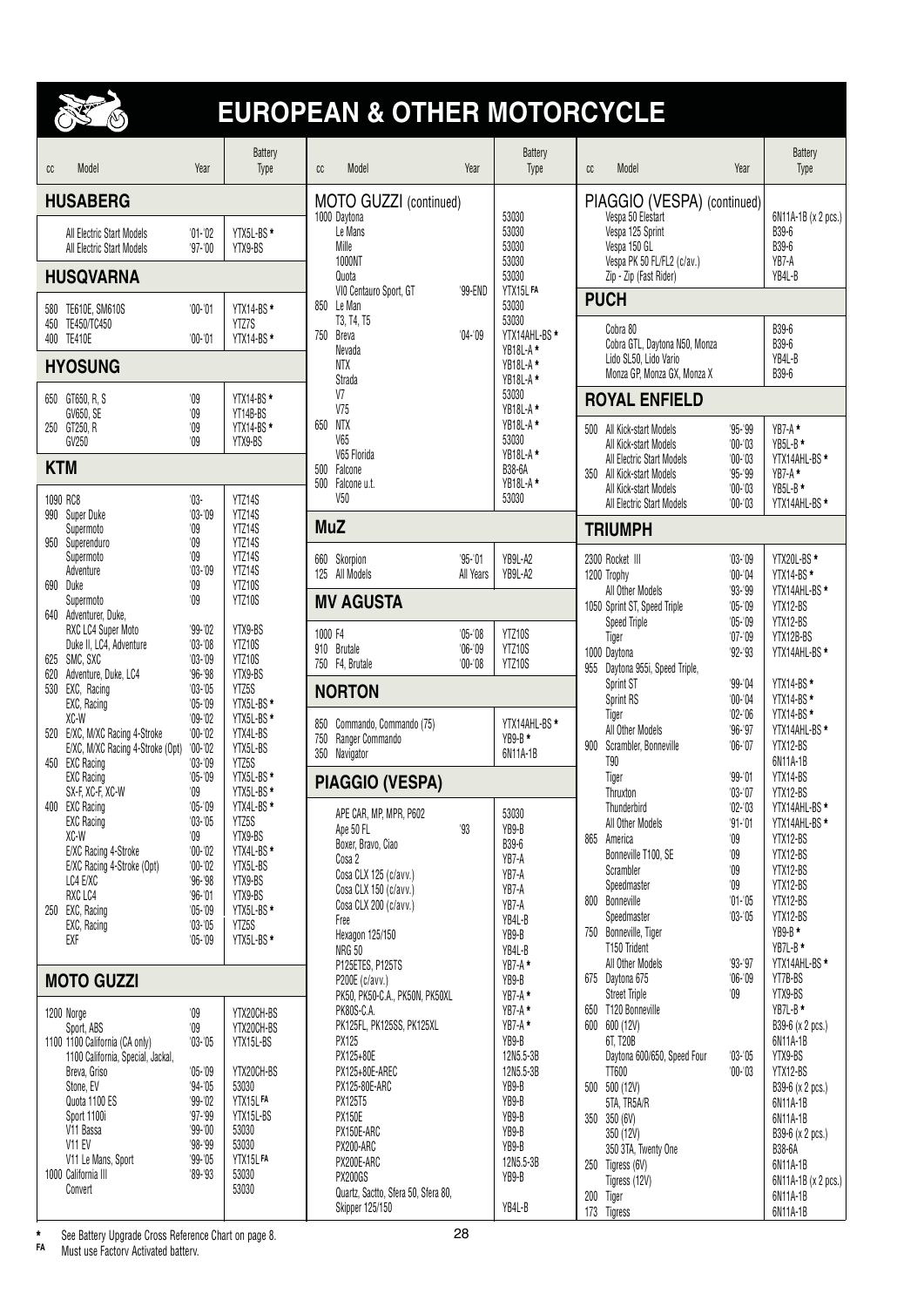# EUROPEAN & OTHER MOTORCYCLE

## HUSABERG

| cc | Model | Year | Battery Type |
|---|---|---|---|
| | All Electric Start Models | '01-'02 | YTX5L-BS * |
| | All Electric Start Models | '97-'00 | YTX9-BS |

## HUSQVARNA

| cc | Model | Year | Battery Type |
|---|---|---|---|
| 580 | TE610E, SM610S | '00-'01 | YTX14-BS * |
| 450 | TE450/TC450 | | YTZ7S |
| 400 | TE410E | '00-'01 | YTX14-BS * |

## HYOSUNG

| cc | Model | Year | Battery Type |
|---|---|---|---|
| 650 | GT650, R, S | '09 | YTX14-BS * |
| | GV650, SE | '09 | YT14B-BS |
| 250 | GT250, R | '09 | YTX14-BS * |
| | GV250 | '09 | YTX9-BS |

## KTM

| cc | Model | Year | Battery Type |
|---|---|---|---|
| 1090 | RC8 | '03- | YTZ14S |
| 990 | Super Duke | '03-'09 | YTZ14S |
| | Supermoto | '09 | YTZ14S |
| 950 | Superenduro | '09 | YTZ14S |
| | Supermoto | '09 | YTZ14S |
| | Adventure | '03-'09 | YTZ14S |
| 690 | Duke | '09 | YTZ10S |
| | Supermoto | '09 | YTZ10S |
| 640 | Adventurer, Duke, RXC LC4 Super Moto | '99-'02 | YTX9-BS |
| | Duke II, LC4, Adventure | '03-'08 | YTZ10S |
| 625 | SMC, SXC | '03-'09 | YTZ10S |
| 620 | Adventure, Duke, LC4 | '96-'98 | YTX9-BS |
| 530 | EXC, Racing | '03-'05 | YTZ5S |
| | EXC, Racing | '05-'09 | YTX5L-BS * |
| | XC-W | '09-'02 | YTX5L-BS * |
| 520 | E/XC, M/XC Racing 4-Stroke | '00-'02 | YTX4L-BS |
| | E/XC, M/XC Racing 4-Stroke (Opt) | '00-'02 | YTX5L-BS |
| 450 | EXC Racing | '03-'09 | YTZ5S |
| | EXC Racing | '05-'09 | YTX5L-BS * |
| | SX-F, XC-F, XC-W | '09 | YTX5L-BS * |
| 400 | EXC Racing | '05-'09 | YTX4L-BS * |
| | EXC Racing | '03-'05 | YTZ5S |
| | XC-W | '09 | YTX9-BS |
| | E/XC Racing 4-Stroke | '00-'02 | YTX4L-BS * |
| | E/XC Racing 4-Stroke (Opt) | '00-'02 | YTX5L-BS |
| | LC4 E/XC | '96-'98 | YTX9-BS |
| | RXC LC4 | '96-'01 | YTX9-BS |
| 250 | EXC, Racing | '05-'09 | YTX5L-BS * |
| | EXC, Racing | '03-'05 | YTZ5S |
| | EXF | '05-'09 | YTX5L-BS * |

## MOTO GUZZI

| cc | Model | Year | Battery Type |
|---|---|---|---|
| 1200 | Norge | '09 | YTX20CH-BS |
| | Sport, ABS | '09 | YTX20CH-BS |
| 1100 | 1100 California (CA only) | '03-'05 | YTX15L-BS |
| | 1100 California, Special, Jackal, Breva, Griso | '05-'09 | YTX20CH-BS |
| | Stone, EV | '94-'05 | 53030 |
| | Quota 1100 ES | '99-'02 | YTX15L FA |
| | Sport 1100i | '97-'99 | YTX15L-BS |
| | V11 Bassa | '99-'00 | 53030 |
| | V11 EV | '98-'99 | 53030 |
| | V11 Le Mans, Sport | '99-'05 | YTX15L FA |
| 1000 | California III | '89-'93 | 53030 |
| | Convert | | 53030 |

## MOTO GUZZI (continued)

| cc | Model | Year | Battery Type |
|---|---|---|---|
| 1000 | Daytona | | 53030 |
| | Le Mans | | 53030 |
| | Mille | | 53030 |
| | 1000NT | | 53030 |
| | Quota | | 53030 |
| | VI0 Centauro Sport, GT | '99-END | YTX15L FA |
| 850 | Le Man | | 53030 |
| | T3, T4, T5 | | 53030 |
| 750 | Breva | '04-'09 | YTX14AHL-BS * |
| | Nevada | | YB18L-A * |
| | NTX | | YB18L-A * |
| | Strada | | YB18L-A * |
| | V7 | | 53030 |
| | V75 | | YB18L-A * |
| 650 | NTX | | YB18L-A * |
| | V65 | | 53030 |
| | V65 Florida | | YB18L-A * |
| 500 | Falcone | | B38-6A |
| 500 | Falcone u.t. | | YB18L-A * |
| | V50 | | 53030 |

## MuZ

| cc | Model | Year | Battery Type |
|---|---|---|---|
| 660 | Skorpion | '95-'01 | YB9L-A2 |
| 125 | All Models | All Years | YB9L-A2 |

## MV AGUSTA

| cc | Model | Year | Battery Type |
|---|---|---|---|
| 1000 | F4 | '05-'08 | YTZ10S |
| 910 | Brutale | '06-'09 | YTZ10S |
| 750 | F4, Brutale | '00-'08 | YTZ10S |

## NORTON

| cc | Model | Year | Battery Type |
|---|---|---|---|
| 850 | Commando, Commando (75) | | YTX14AHL-BS * |
| 750 | Ranger Commando | | YB9-B * |
| 350 | Navigator | | 6N11A-1B |

## PIAGGIO (VESPA)

| cc | Model | Year | Battery Type |
|---|---|---|---|
| | APE CAR, MP, MPR, P602 | | 53030 |
| | Ape 50 FL | '93 | YB9-B |
| | Boxer, Bravo, Ciao | | B39-6 |
| | Cosa 2 | | YB7-A |
| | Cosa CLX 125 (c/avv.) | | YB7-A |
| | Cosa CLX 150 (c/avv.) | | YB7-A |
| | Cosa CLX 200 (c/avv.) | | YB7-A |
| | Free | | YB4L-B |
| | Hexagon 125/150 | | YB9-B |
| | NRG 50 | | YB4L-B |
| | P125ETES, P125TS | | YB7-A * |
| | P200E (c/avv.) | | YB9-B |
| | PK50, PK50-C.A., PK50N, PK50XL | | YB7-A * |
| | PK80S-C.A. | | YB7-A * |
| | PK125FL, PK125SS, PK125XL | | YB7-A * |
| | PX125 | | YB9-B |
| | PX125+80E | | 12N5.5-3B |
| | PX125+80E-AREC | | 12N5.5-3B |
| | PX125-80E-ARC | | YB9-B |
| | PX125T5 | | YB9-B |
| | PX150E | | YB9-B |
| | PX150E-ARC | | YB9-B |
| | PX200-ARC | | YB9-B |
| | PX200E-ARC | | 12N5.5-3B |
| | PX200GS | | YB9-B |
| | Quartz, Sactto, Sfera 50, Sfera 80, Skipper 125/150 | | YB4L-B |

## PIAGGIO (VESPA) (continued)

| cc | Model | Year | Battery Type |
|---|---|---|---|
| | Vespa 50 Elestart | | 6N11A-1B (x 2 pcs.) |
| | Vespa 125 Sprint | | B39-6 |
| | Vespa 150 GL | | B39-6 |
| | Vespa PK 50 FL/FL2 (c/av.) | | YB7-A |
| | Zip - Zip (Fast Rider) | | YB4L-B |

## PUCH

| cc | Model | Year | Battery Type |
|---|---|---|---|
| | Cobra 80 | | B39-6 |
| | Cobra GTL, Daytona N50, Monza | | B39-6 |
| | Lido SL50, Lido Vario | | YB4L-B |
| | Monza GP, Monza GX, Monza X | | B39-6 |

## ROYAL ENFIELD

| cc | Model | Year | Battery Type |
|---|---|---|---|
| 500 | All Kick-start Models | '95-'99 | YB7-A * |
| | All Kick-start Models | '00-'03 | YB5L-B * |
| | All Electric Start Models | '00-'03 | YTX14AHL-BS * |
| 350 | All Kick-start Models | '95-'99 | YB7-A * |
| | All Kick-start Models | '00-'03 | YB5L-B * |
| | All Electric Start Models | '00-'03 | YTX14AHL-BS * |

## TRIUMPH

| cc | Model | Year | Battery Type |
|---|---|---|---|
| 2300 | Rocket III | '03-'09 | YTX20L-BS * |
| 1200 | Trophy | '00-'04 | YTX14-BS * |
| | All Other Models | '93-'99 | YTX14AHL-BS * |
| 1050 | Sprint ST, Speed Triple | '05-'09 | YTX12-BS |
| | Speed Triple | '05-'09 | YTX12-BS |
| | Tiger | '07-'09 | YTX12B-BS |
| 1000 | Daytona | '92-'93 | YTX14AHL-BS * |
| 955 | Daytona 955i, Speed Triple, Sprint ST | '99-'04 | YTX14-BS * |
| | Sprint RS | '00-'04 | YTX14-BS * |
| | Tiger | '02-'06 | YTX14-BS * |
| | All Other Models | '96-'97 | YTX14AHL-BS * |
| 900 | Scrambler, Bonneville | '06-'07 | YTX12-BS |
| | T90 | | 6N11A-1B |
| | Tiger | '99-'01 | YTX14-BS |
| | Thruxton | '03-'07 | YTX12-BS |
| | Thunderbird | '02-'03 | YTX14AHL-BS * |
| | All Other Models | '91-'01 | YTX14AHL-BS * |
| 865 | America | '09 | YTX12-BS |
| | Bonneville T100, SE | '09 | YTX12-BS |
| | Scrambler | '09 | YTX12-BS |
| | Speedmaster | '09 | YTX12-BS |
| 800 | Bonneville | '01-'05 | YTX12-BS |
| | Speedmaster | '03-'05 | YTX12-BS |
| 750 | Bonneville, Tiger | | YB9-B * |
| | T150 Trident | | YB7L-B * |
| | All Other Models | '93-'97 | YTX14AHL-BS * |
| 675 | Daytona 675 | '06-'09 | YT7B-BS |
| | Street Triple | '09 | YTX9-BS |
| 650 | T120 Bonneville | | YB7L-B * |
| 600 | 600 (12V) | | B39-6 (x 2 pcs.) |
| | 6T, T20B | | 6N11A-1B |
| | Daytona 600/650, Speed Four | '03-'05 | YTX9-BS |
| | TT600 | '00-'03 | YTX12-BS |
| 500 | 500 (12V) | | B39-6 (x 2 pcs.) |
| | 5TA, TR5A/R | | 6N11A-1B |
| 350 | 350 (6V) | | 6N11A-1B |
| | 350 (12V) | | B39-6 (x 2 pcs.) |
| | 350 3TA, Twenty One | | B38-6A |
| 250 | Tigress (6V) | | 6N11A-1B |
| | Tigress (12V) | | 6N11A-1B (x 2 pcs.) |
| 200 | Tiger | | 6N11A-1B |
| 173 | Tigress | | 6N11A-1B |

* See Battery Upgrade Cross Reference Chart on page 8.

FA Must use Factory Activated battery.